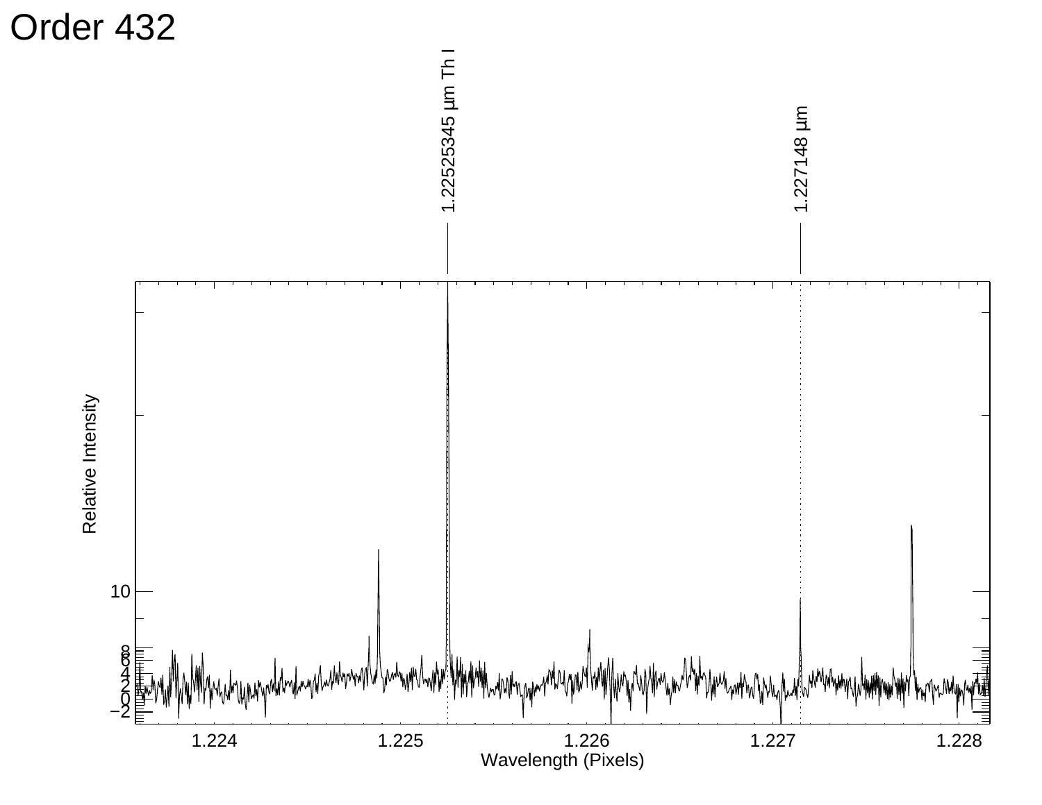# Order 432

1.22525345 µm Th I

1.227148 µm

Relative Intensity

Wavelength (Pixels)

-2 0 2 4 6 8 10

1.224 1.225 1.226 1.227 1.228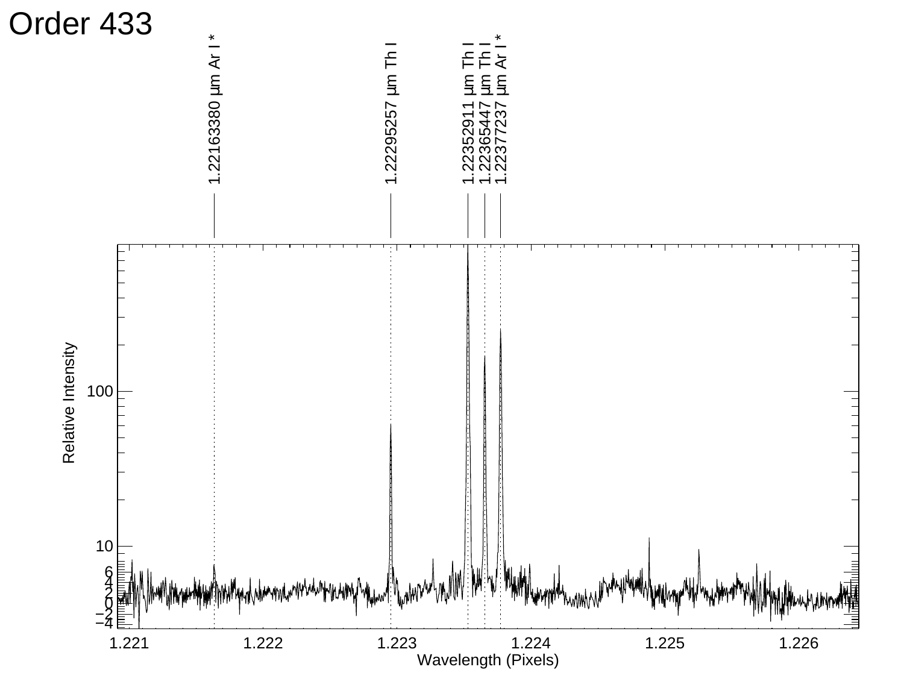# Order 433

1.22163380 μm Ar I *

1.22295257 μm Th I

1.22352911 μm Th I

1.22365447 μm Th I

1.22377237 μm Ar I *

Relative Intensity

Wavelength (Pixels)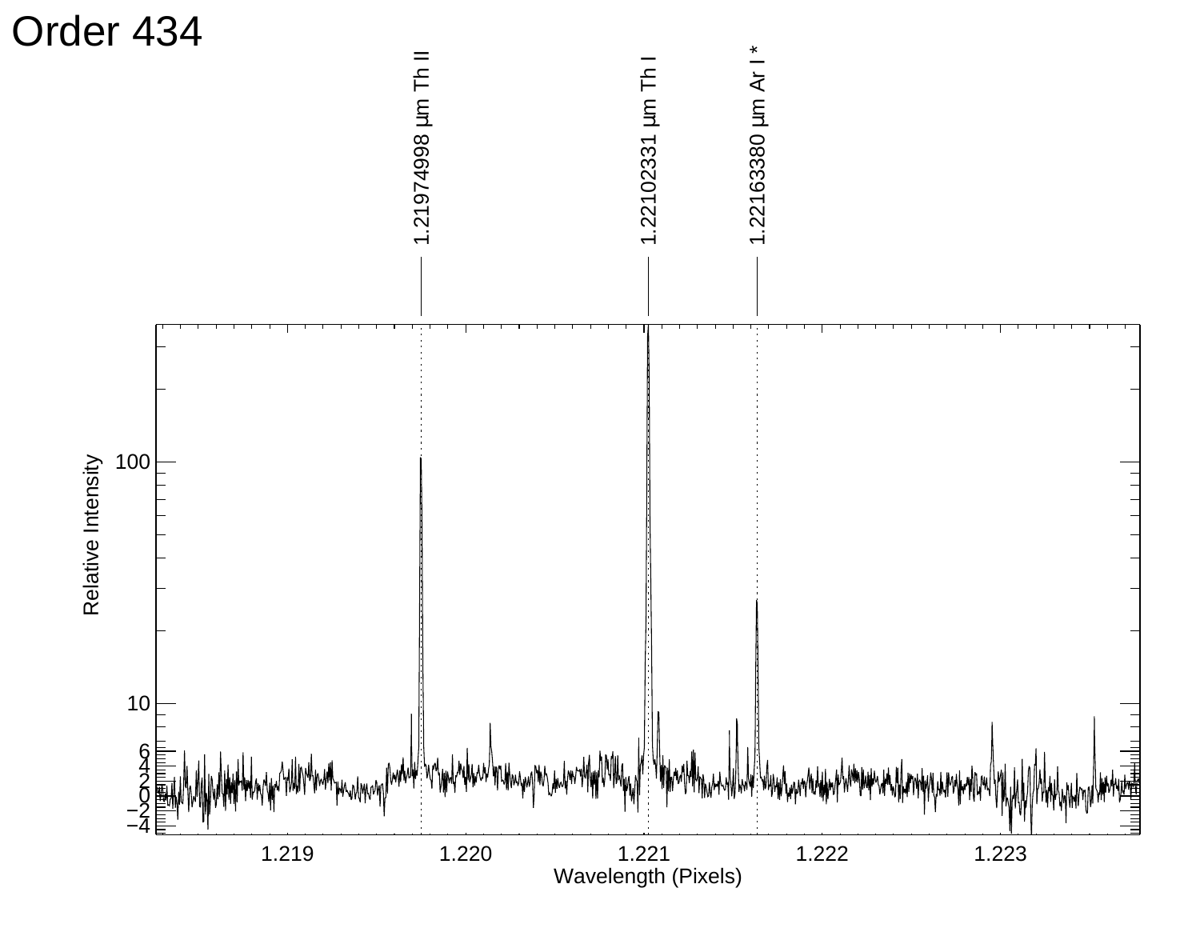# Order 434

1.21974998 μm Th II

1.22102331 μm Th I

1.22163380 μm Ar I *

Relative Intensity

Wavelength (Pixels)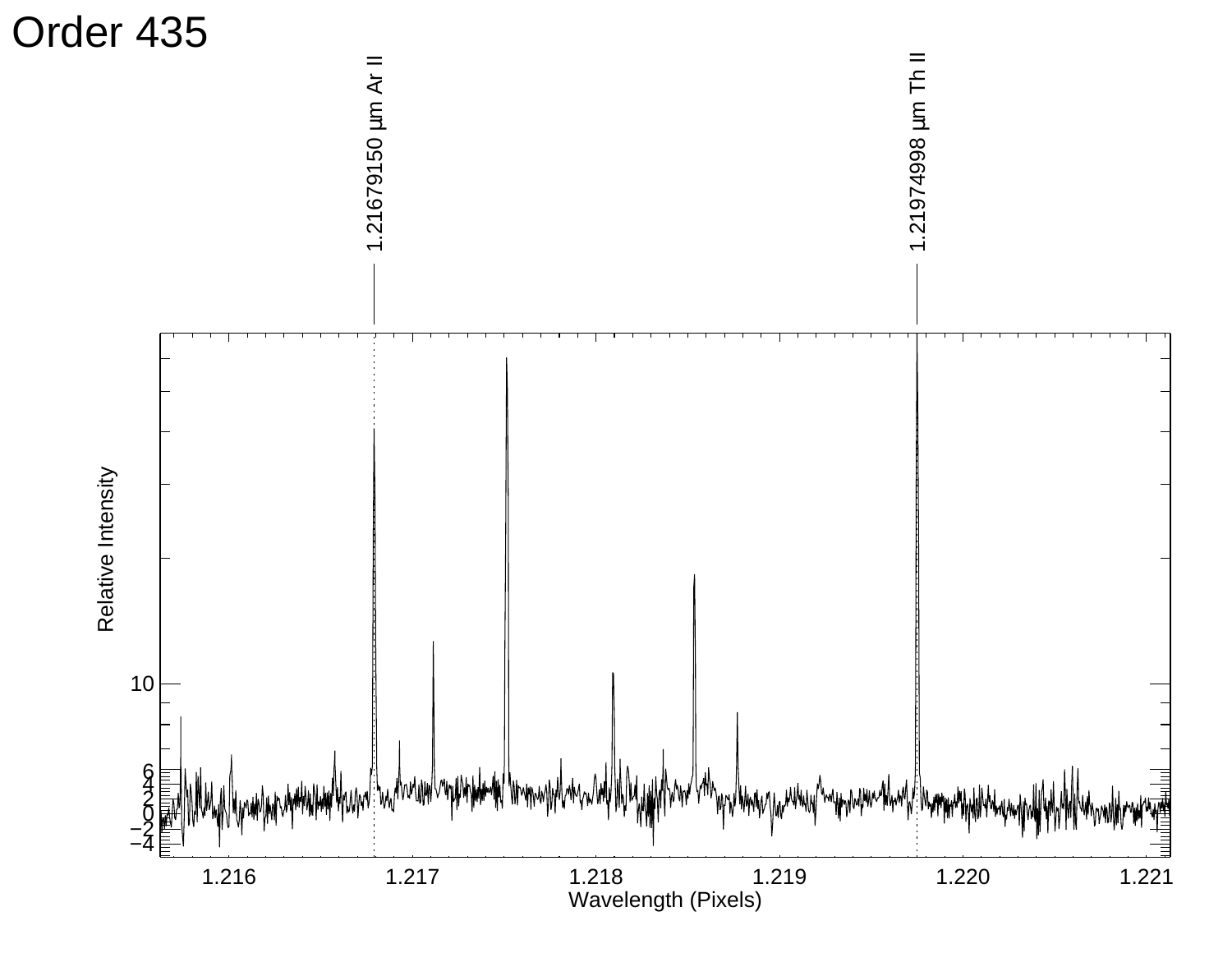# Order 435

1.21679150 μm Ar II

1.21974998 μm Th II

Relative Intensity

Wavelength (Pixels)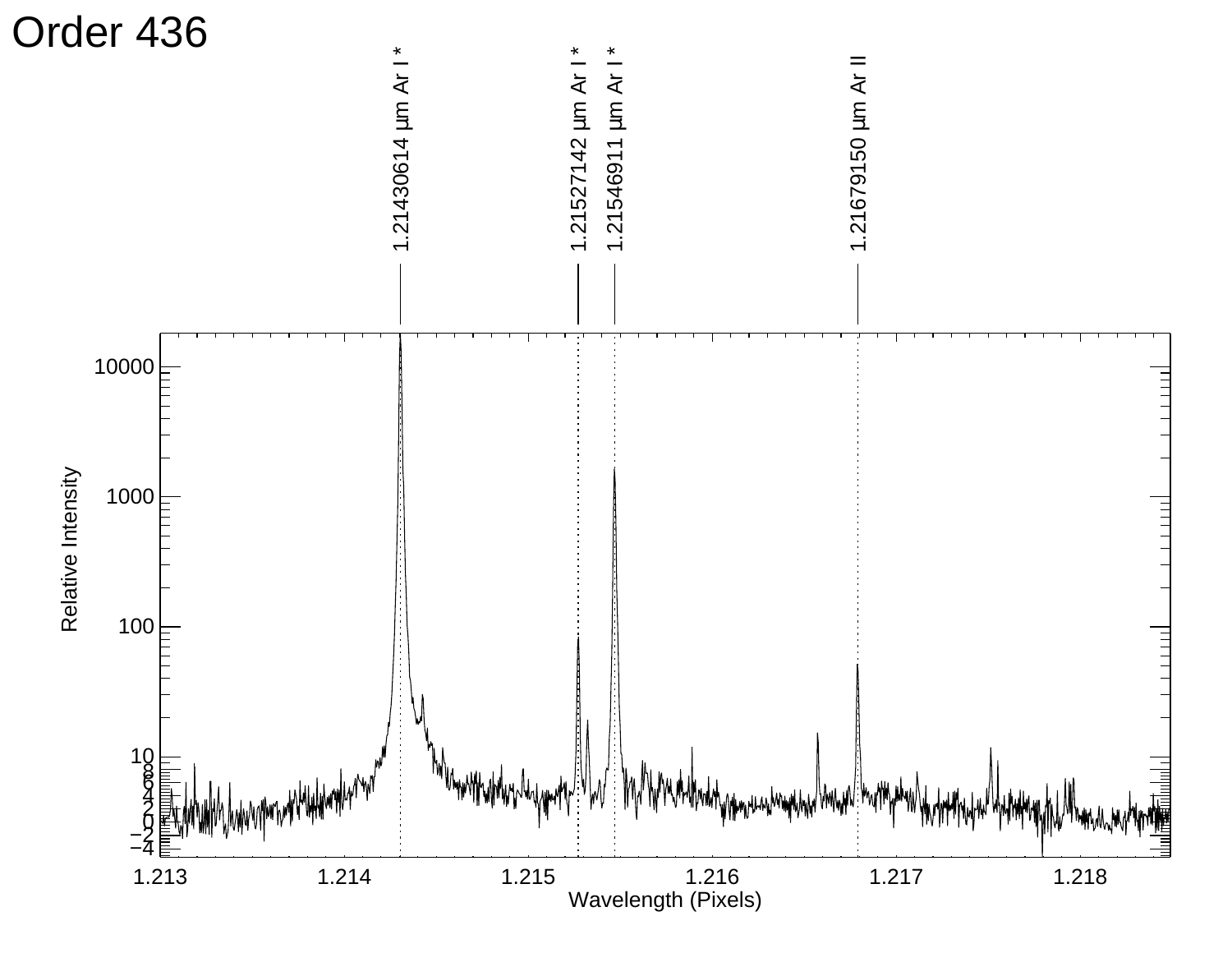# Order 436

1.21430614 µm Ar I *

1.21527142 µm Ar I *

1.21546911 µm Ar I *

1.21679150 µm Ar II

Relative Intensity

Wavelength (Pixels)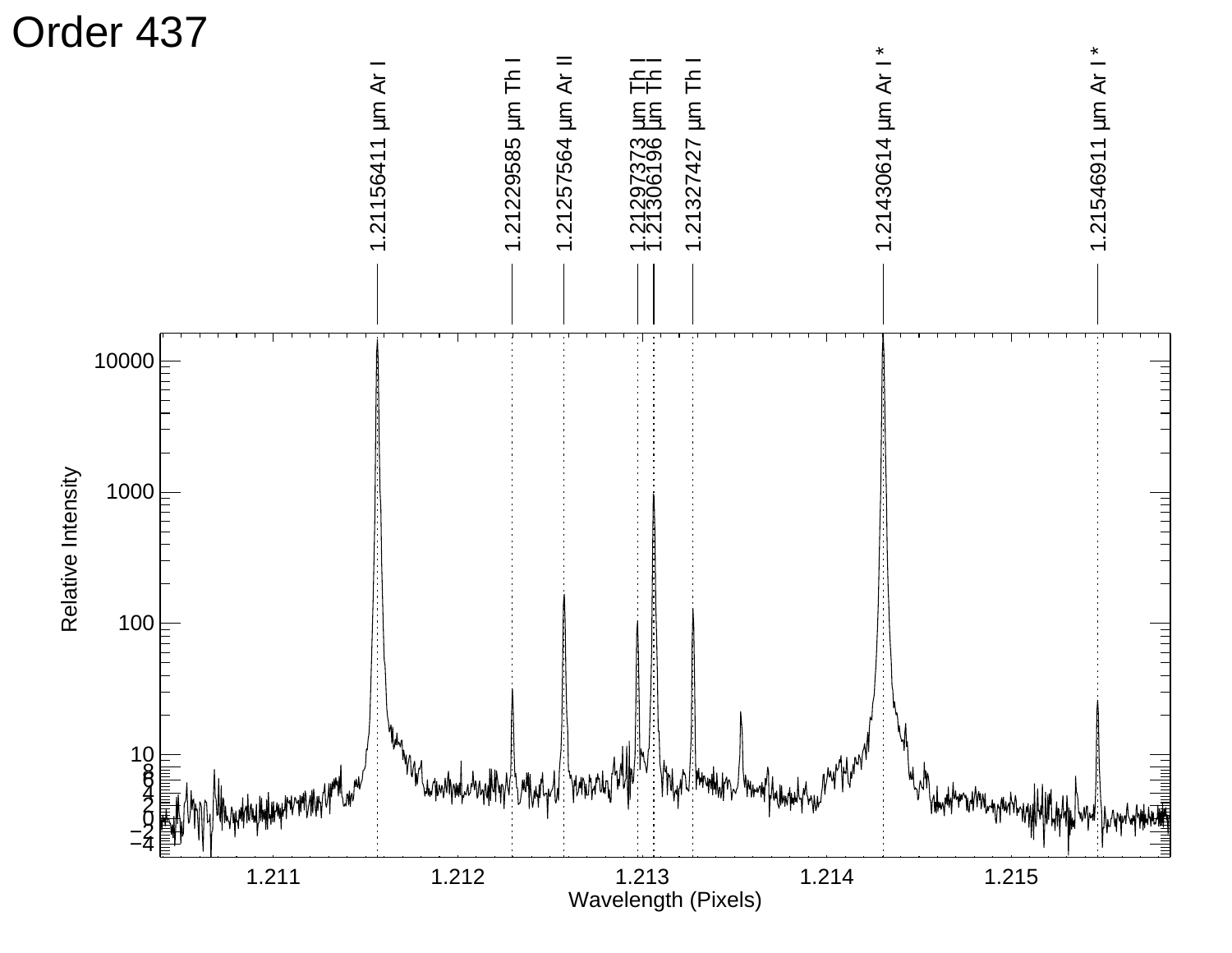# Order 437

| Wavelength | Species |
| --- | --- |
| 1.21156411 µm | Ar I |
| 1.21229585 µm | Th I |
| 1.21257564 µm | Ar II |
| 1.21297373 µm | Th I |
| 1.21306196 µm | Th I |
| 1.21327427 µm | Th I |
| 1.21430614 µm | Ar I * |
| 1.21546911 µm | Ar I * |

Relative Intensity

Wavelength (Pixels)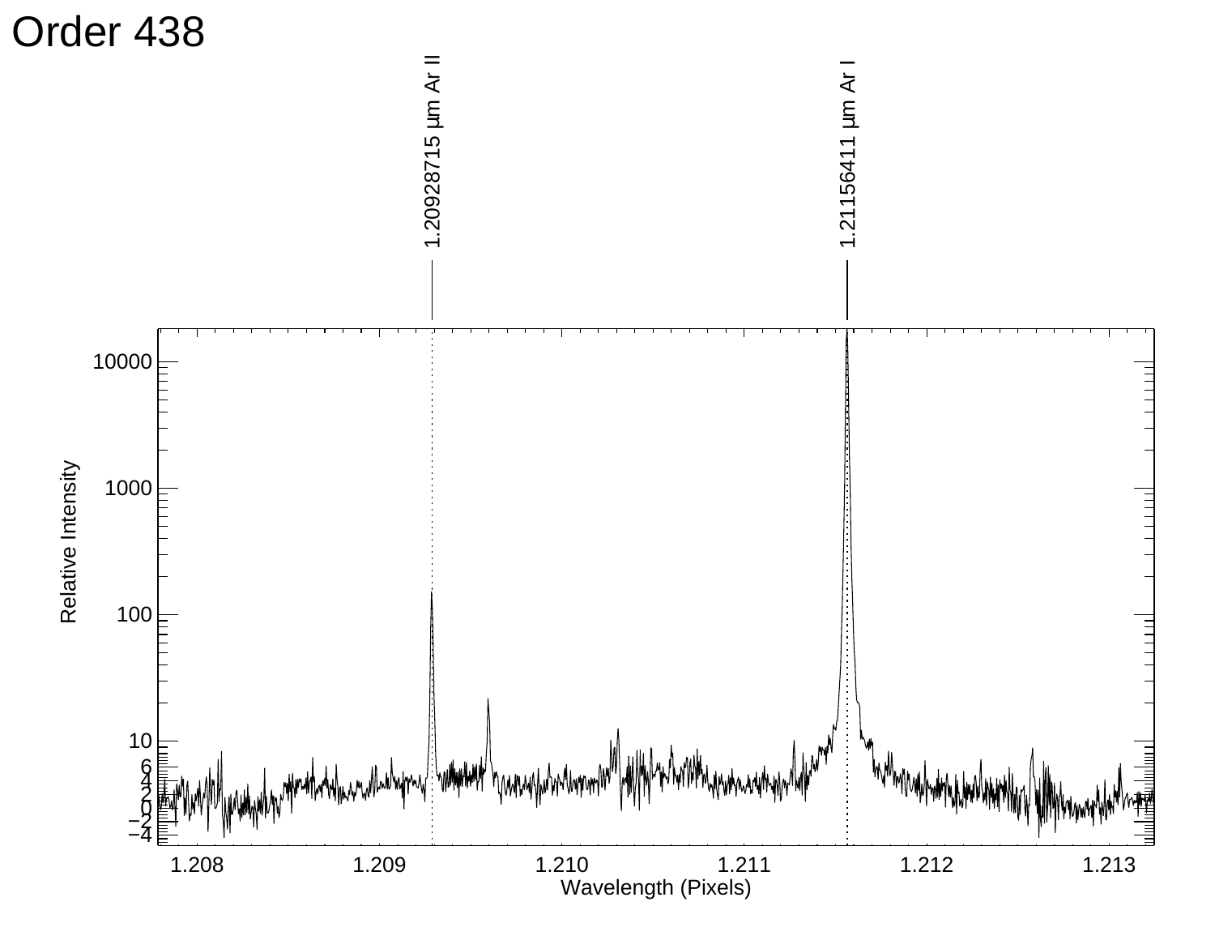# Order 438

1.20928715 μm Ar II

1.21156411 μm Ar I

Relative Intensity

Wavelength (Pixels)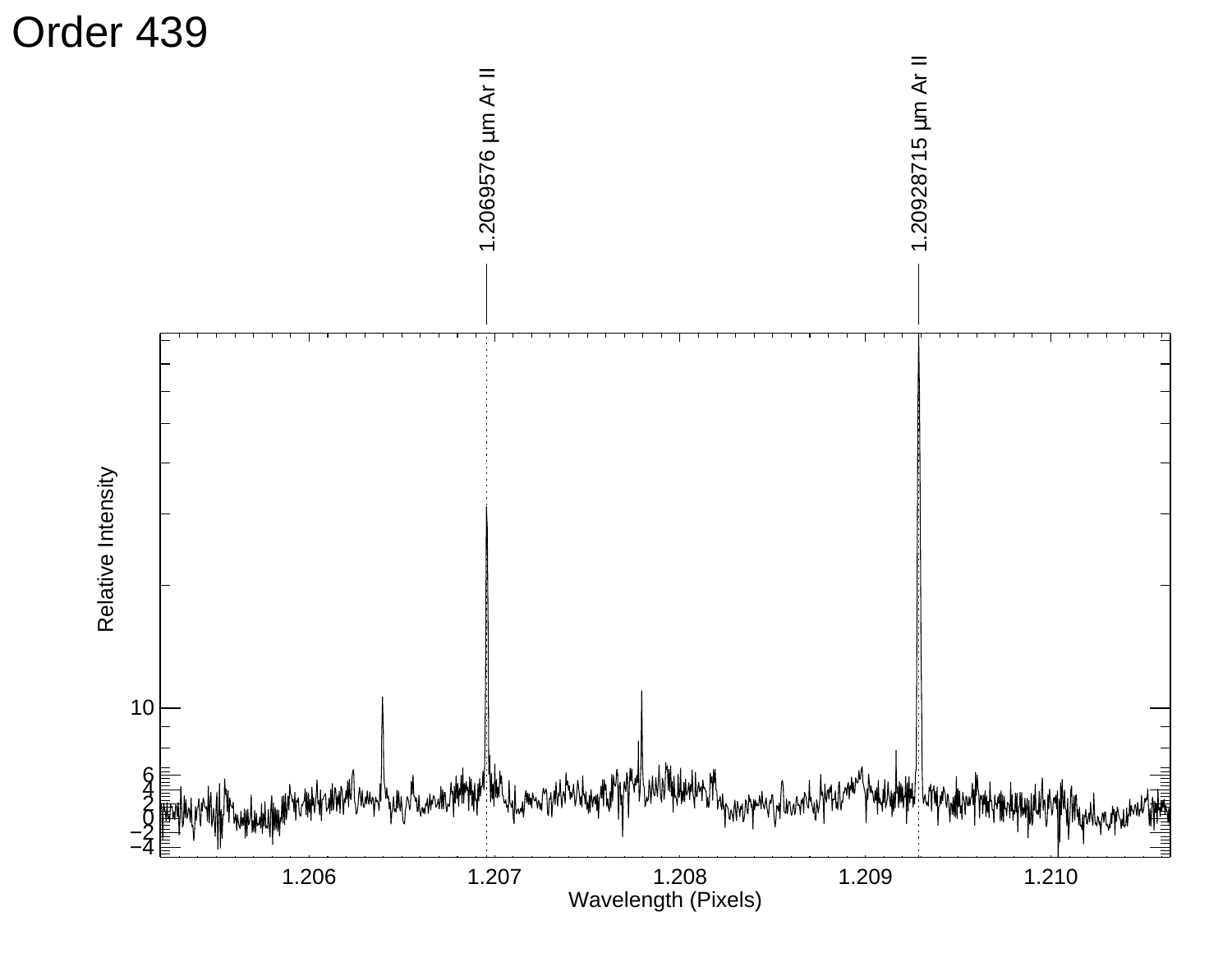# Order 439

1.2069576 μm Ar II

1.20928715 μm Ar II

Relative Intensity

Wavelength (Pixels)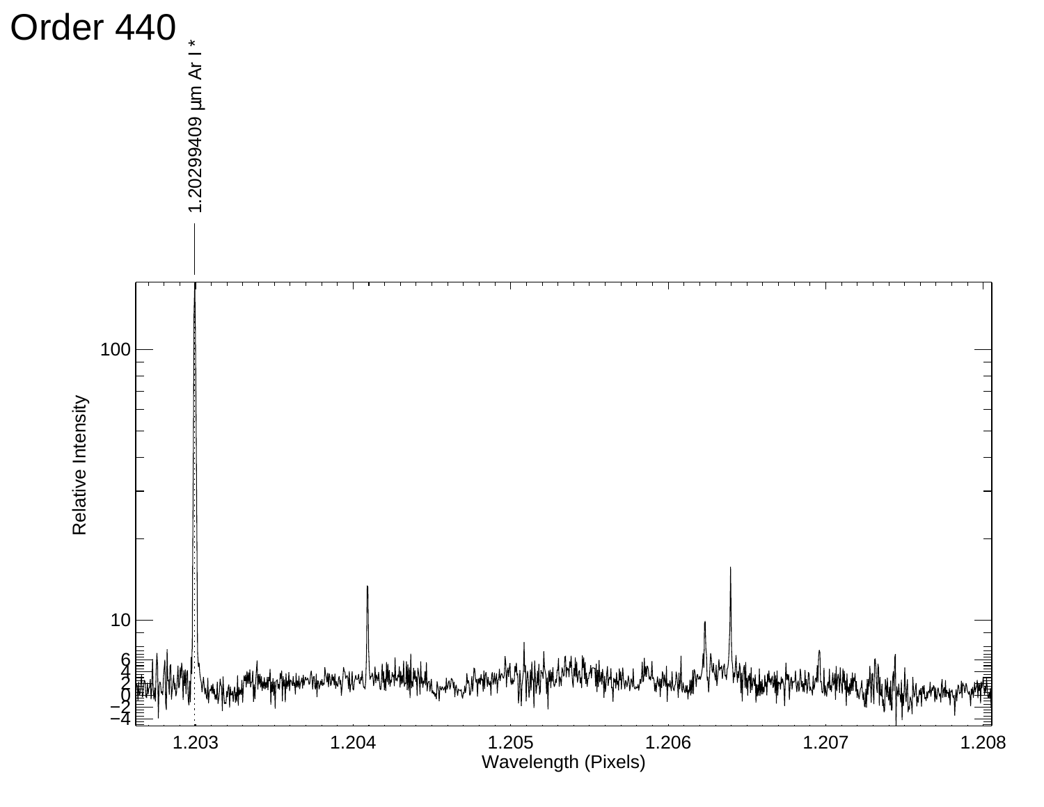# Order 440

1.20299409 µm Ar I *

Relative Intensity

Wavelength (Pixels)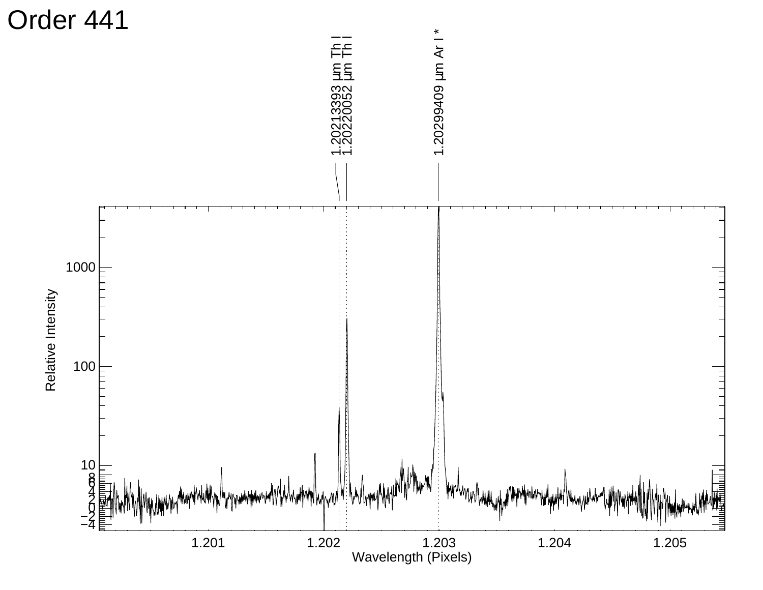# Order 441

1.20213393 μm Th I
1.20220052 μm Th I
1.20299409 μm Ar I *

Relative Intensity

Wavelength (Pixels)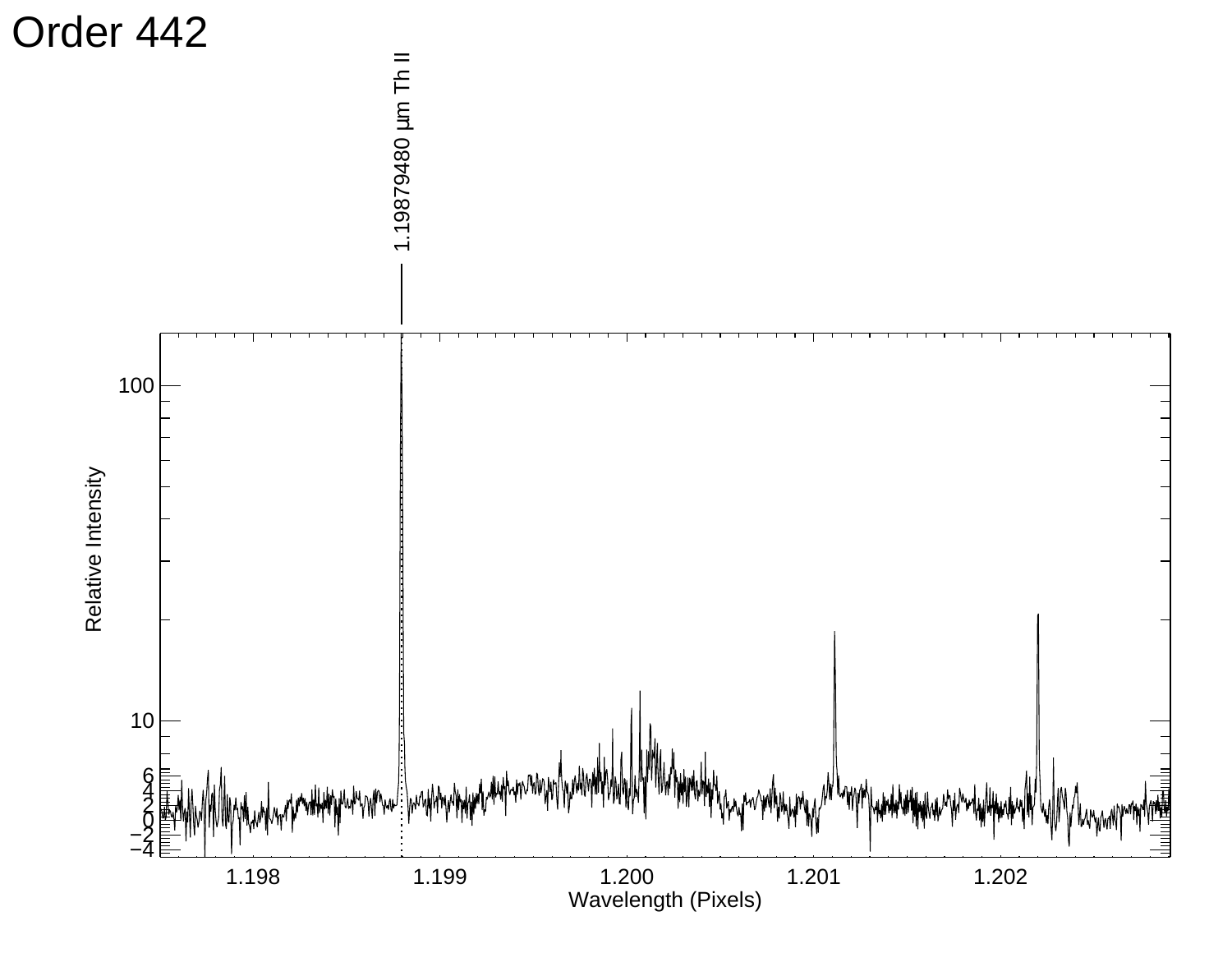# Order 442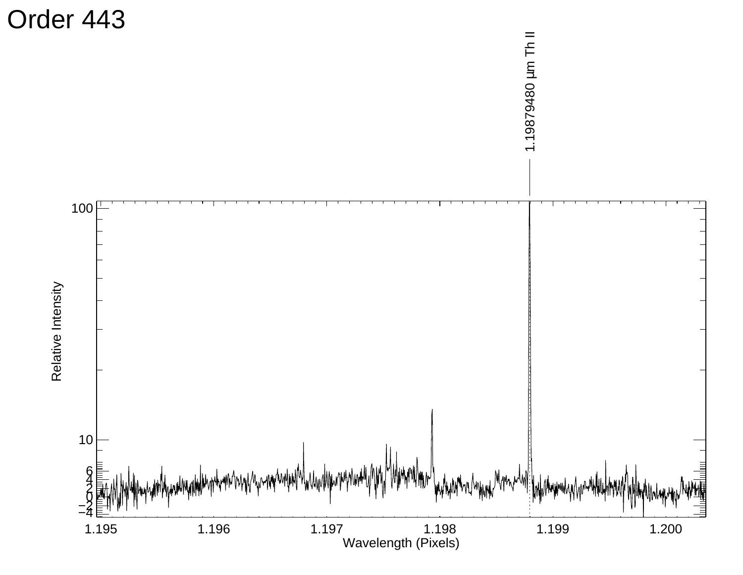# Order 443

1.19879480 µm Th II

Relative Intensity

Wavelength (Pixels)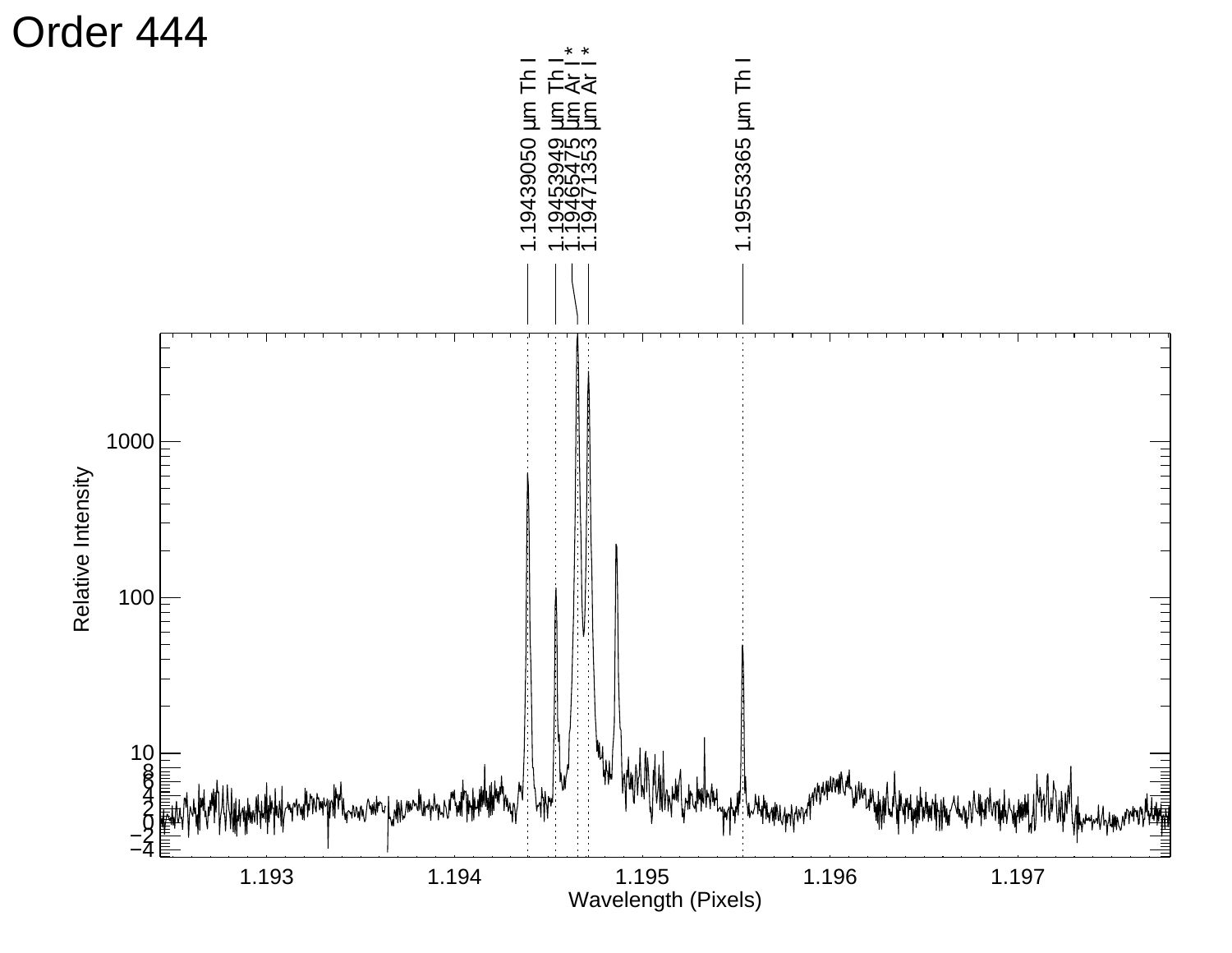# Order 444

1.19439050 μm Th I
1.19453949 μm Th I
1.19465475 μm Ar I *
1.19471353 μm Ar I *
1.19553365 μm Th I

Relative Intensity

Wavelength (Pixels)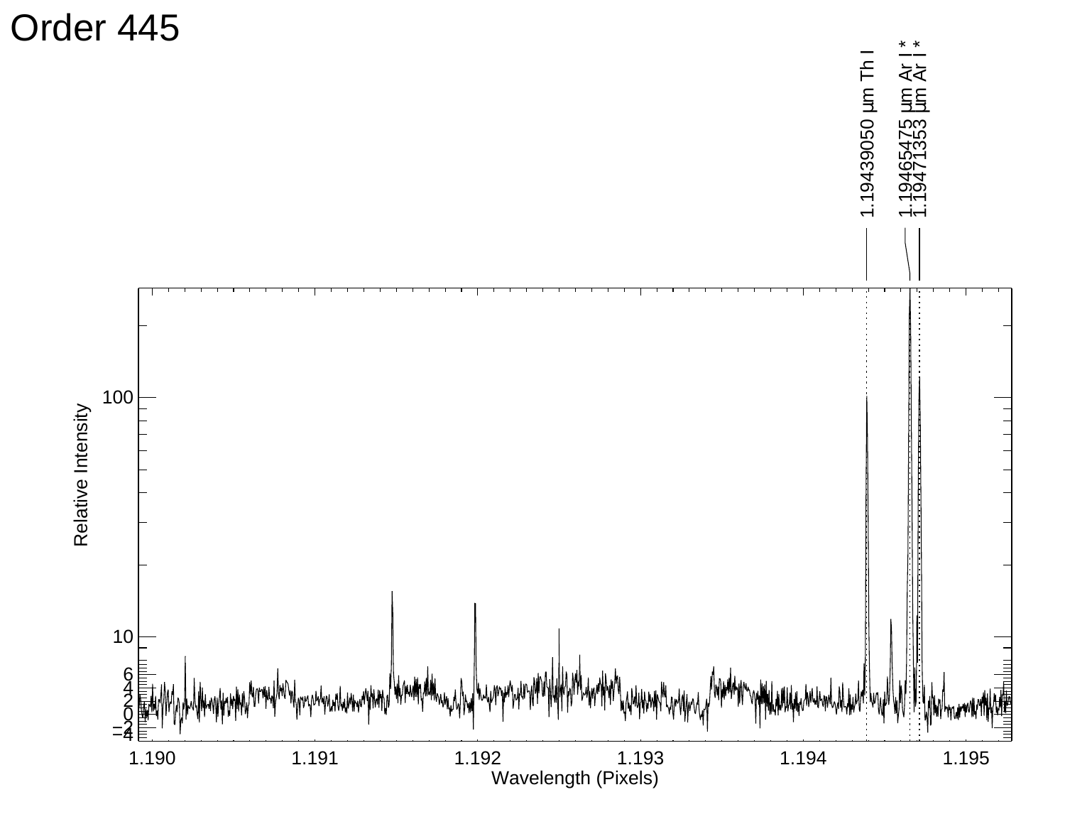# Order 445

1.19439050 µm Th I

1.19465475 µm Ar I *

1.19471353 µm Ar I *

Relative Intensity

Wavelength (Pixels)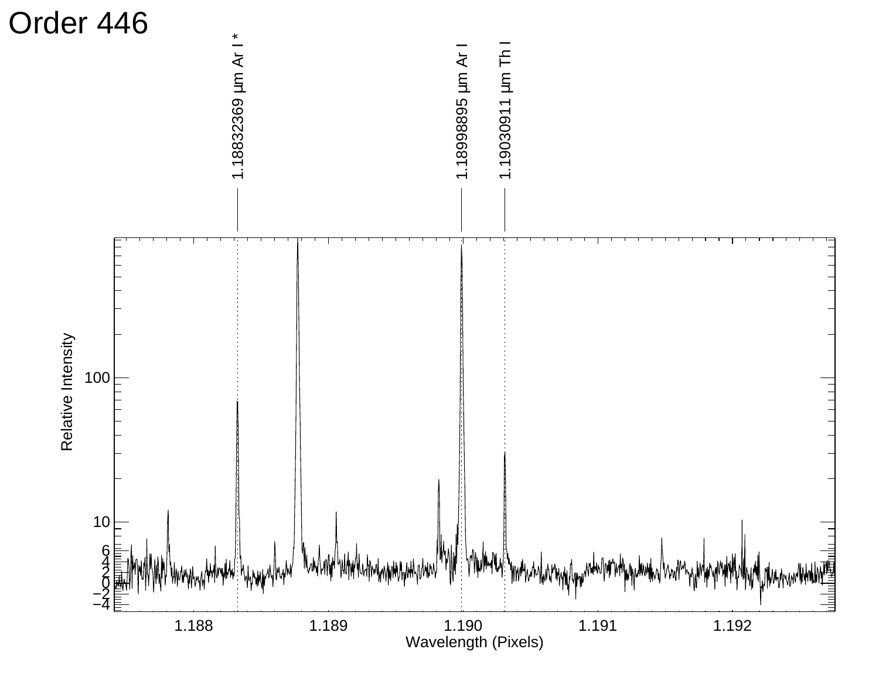# Order 446

1.18832369 µm Ar I *

1.18998895 µm Ar I

1.19030911 µm Th I

Relative Intensity

Wavelength (Pixels)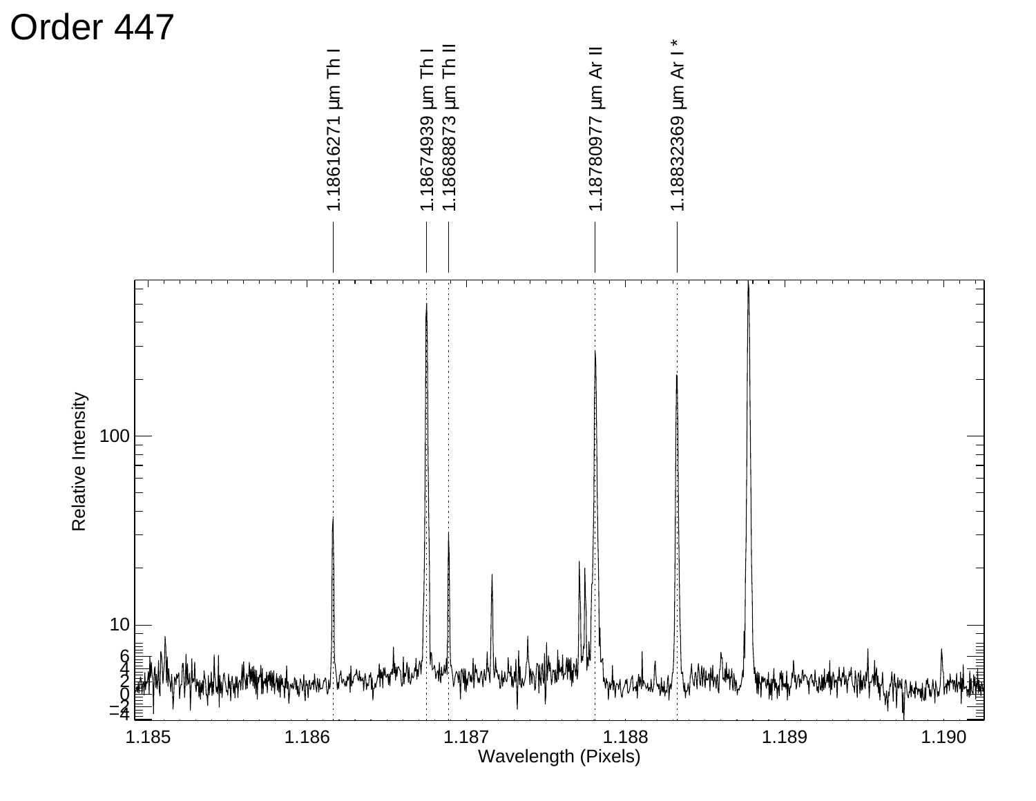# Order 447

1.18616271 μm Th I

1.18674939 μm Th I

1.18688873 μm Th II

1.18780977 μm Ar II

1.18832369 μm Ar I *

Relative Intensity

Wavelength (Pixels)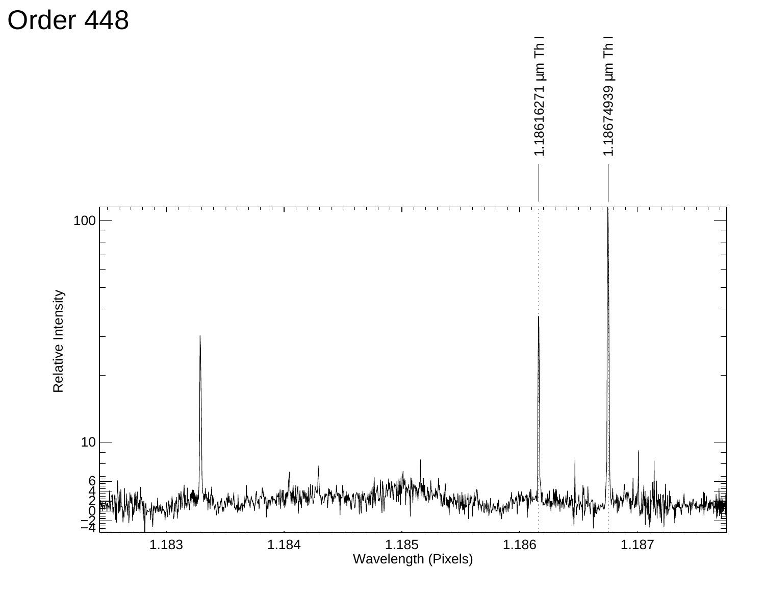# Order 448

1.18616271 µm Th I

1.18674939 µm Th I

Relative Intensity

Wavelength (Pixels)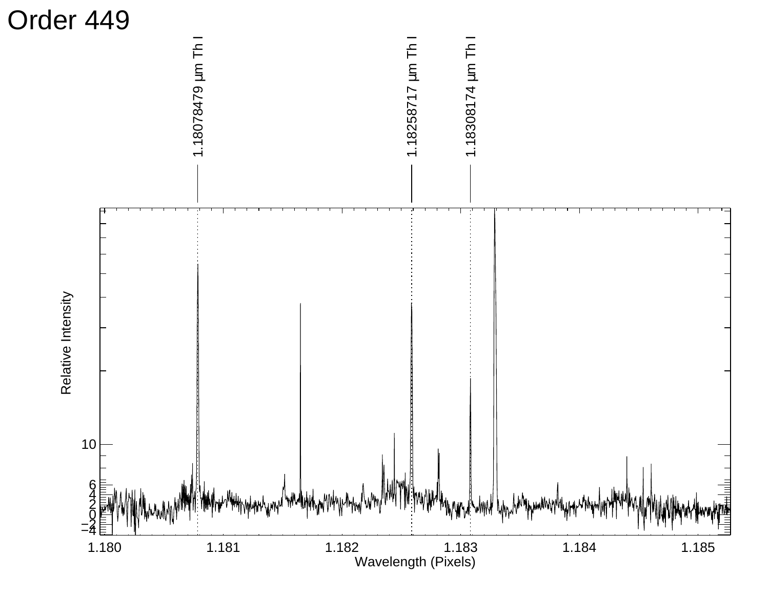# Order 449

1.18078479 μm Th I

1.18258717 μm Th I

1.18308174 μm Th I

Relative Intensity

10

6

4

2

0

−2

−4

1.180 1.181 1.182 1.183 1.184 1.185

Wavelength (Pixels)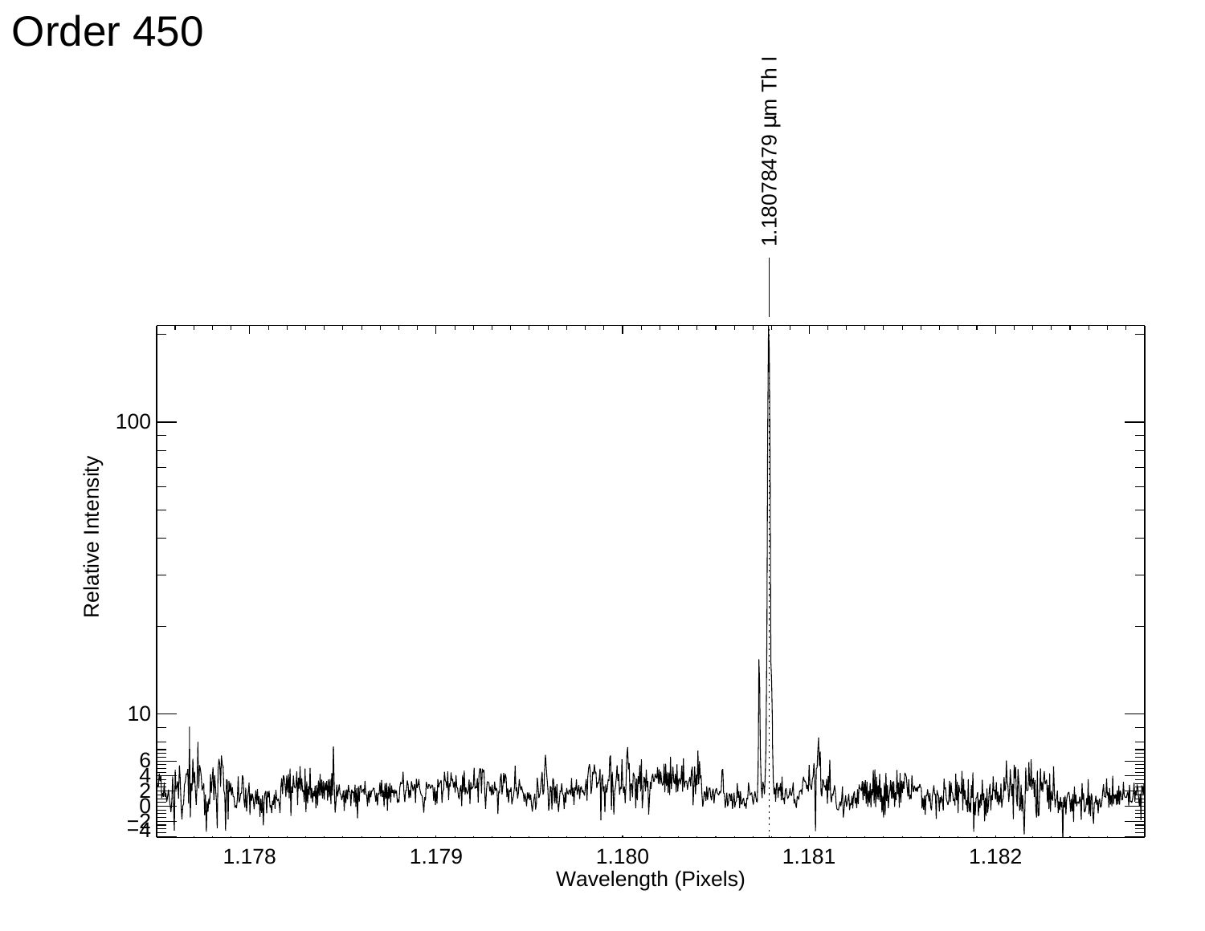# Order 450

1.18078479 μm Th I

Relative Intensity

Wavelength (Pixels)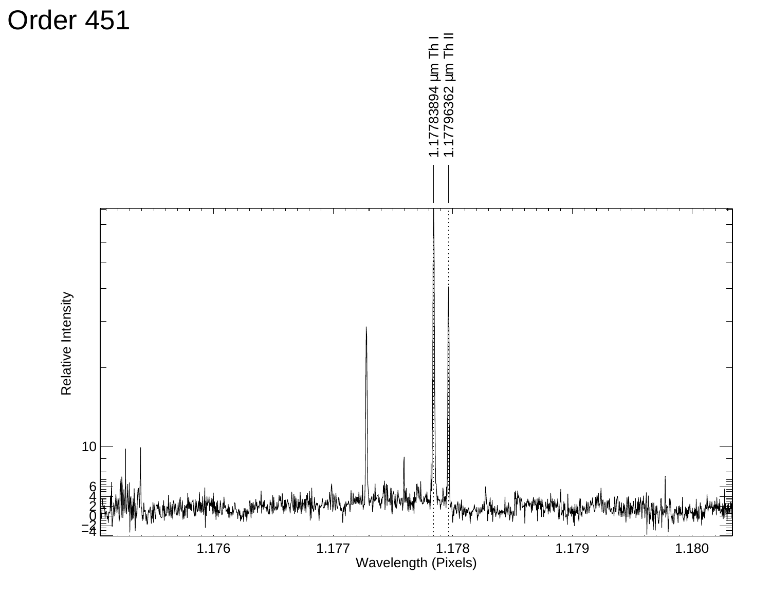# Order 451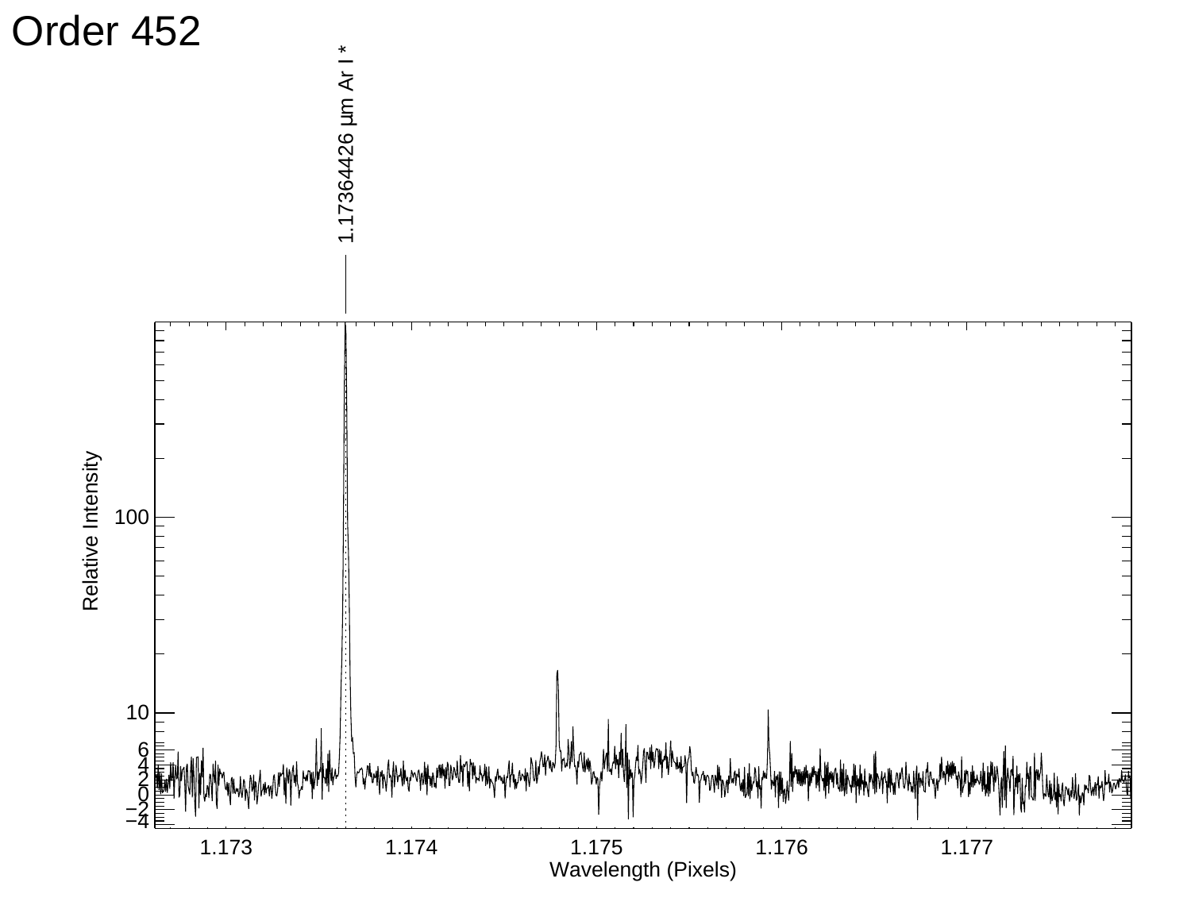# Order 452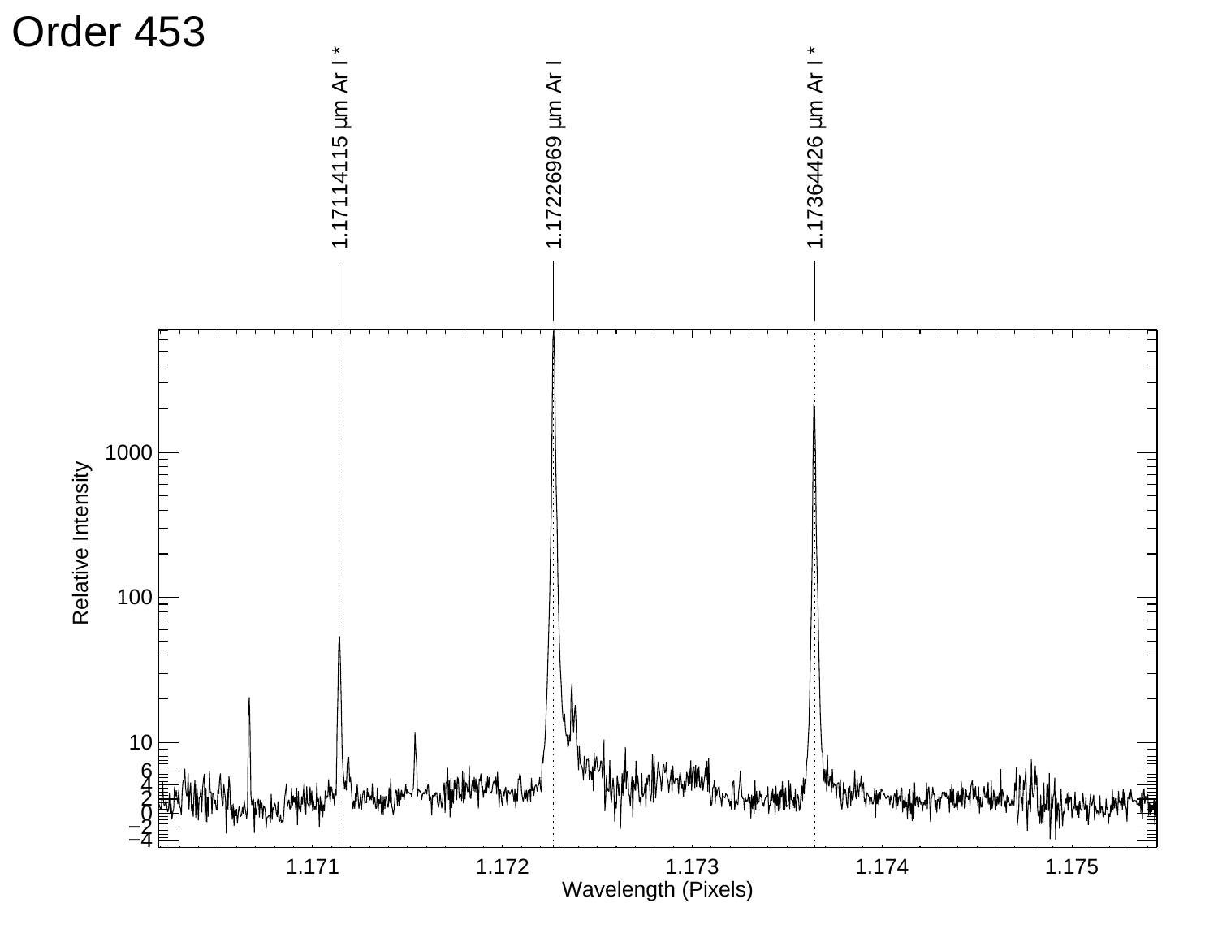# Order 453

1.17114115 µm Ar I *

1.17226969 µm Ar I

1.17364426 µm Ar I *

Relative Intensity

Wavelength (Pixels)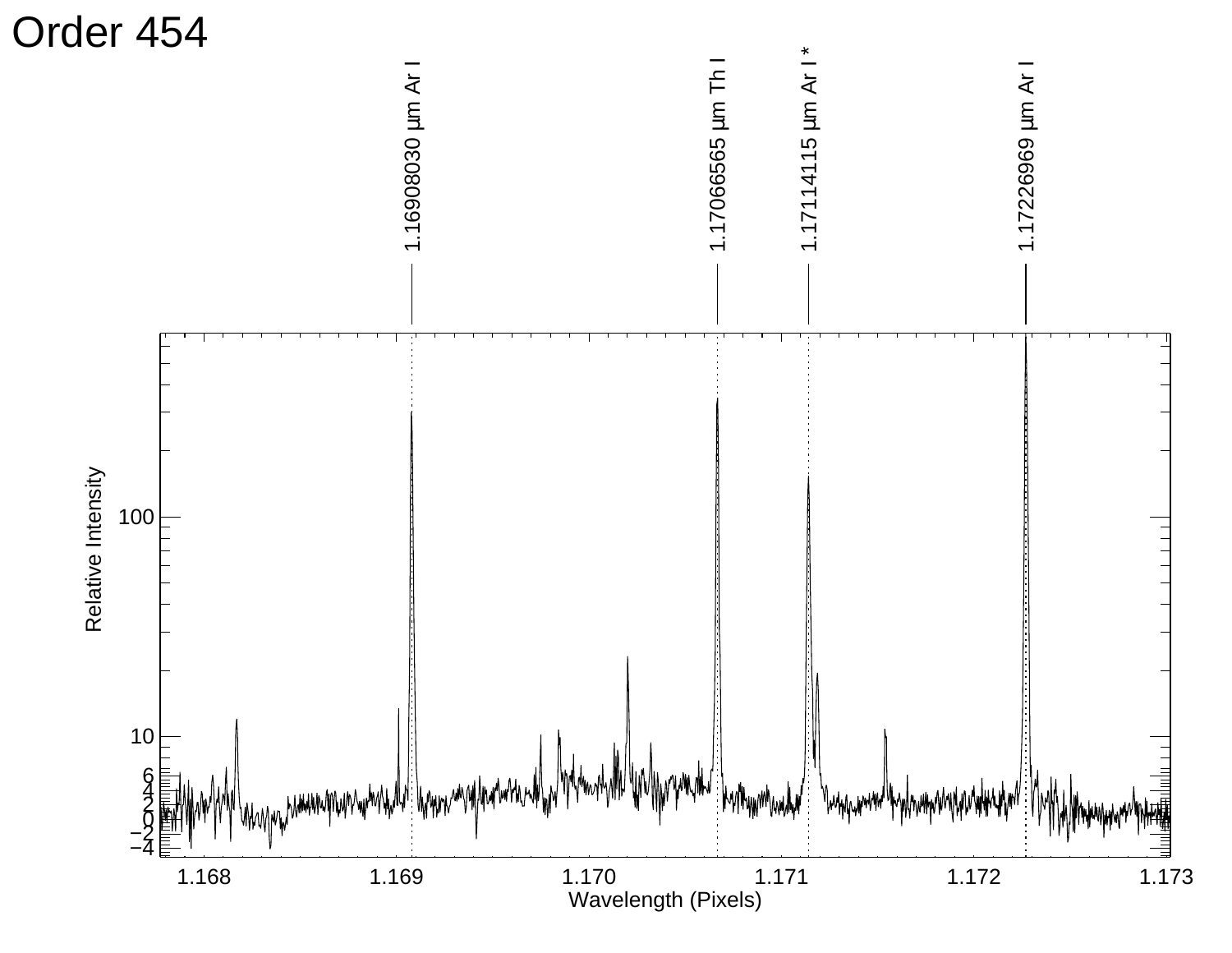# Order 454

1.16908030 μm Ar I

1.17066565 μm Th I

1.17114115 μm Ar I *

1.17226969 μm Ar I

Relative Intensity

Wavelength (Pixels)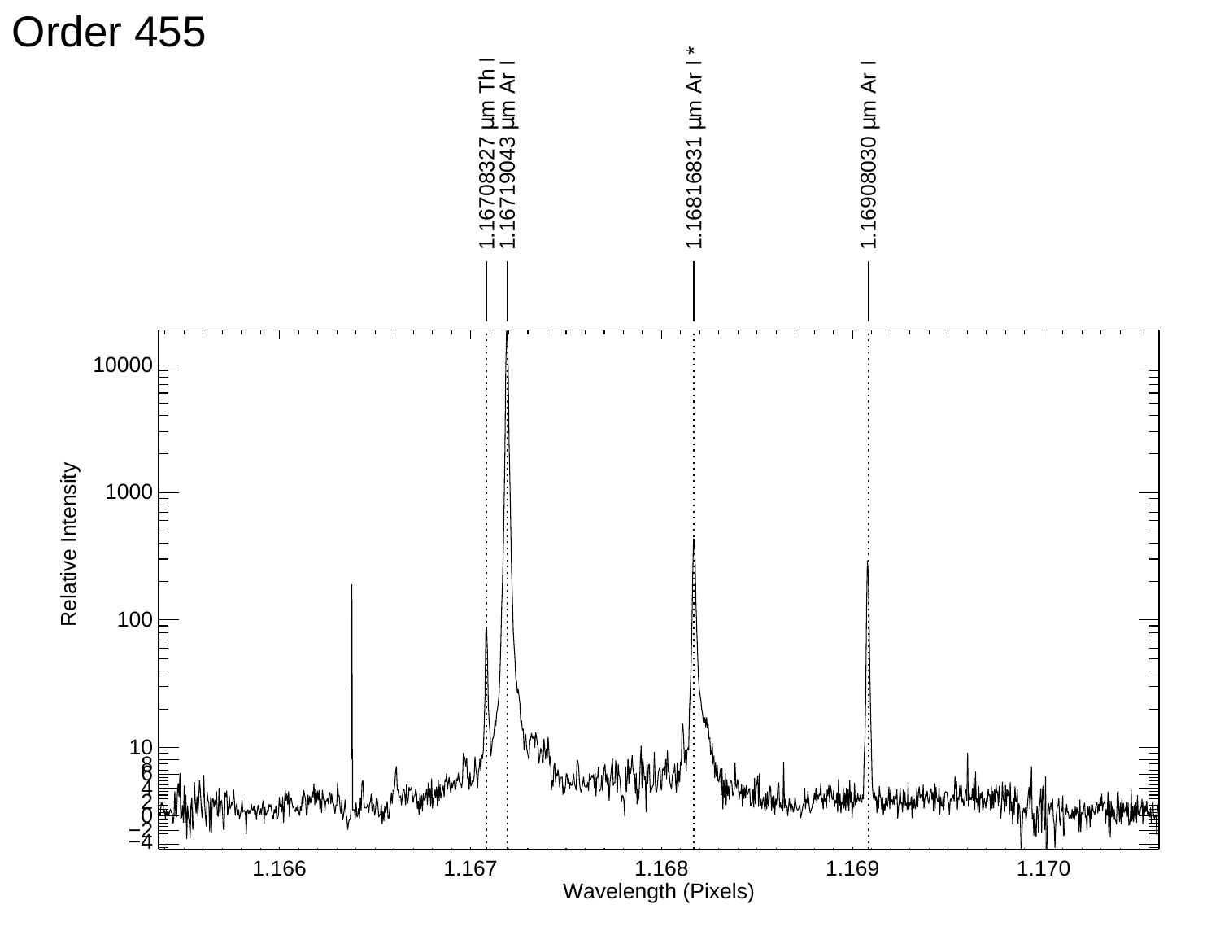# Order 455

1.16708327 µm Th I
1.16719043 µm Ar I
1.16816831 µm Ar I *
1.16908030 µm Ar I

Relative Intensity

Wavelength (Pixels)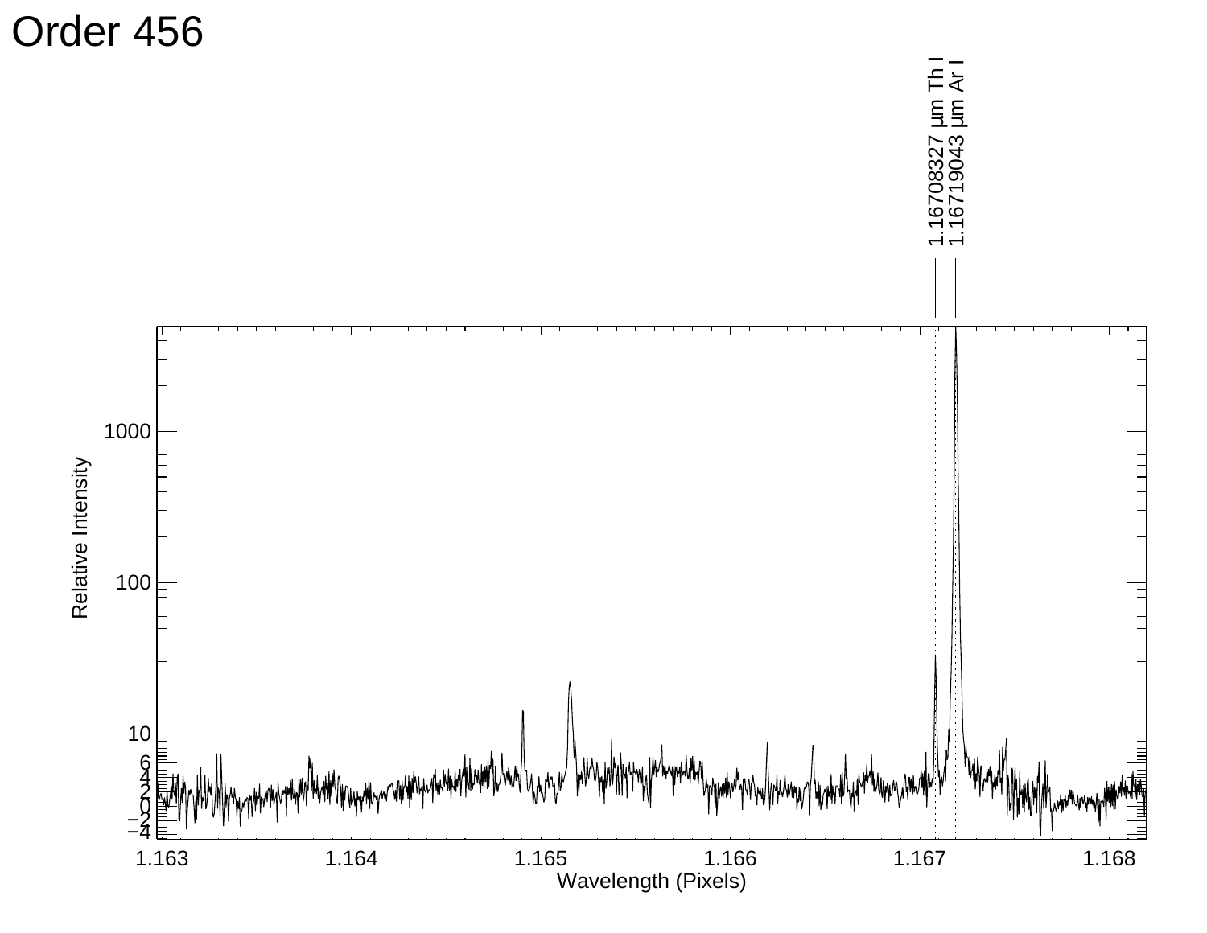# Order 456

1.16708327 μm Th I
1.16719043 μm Ar I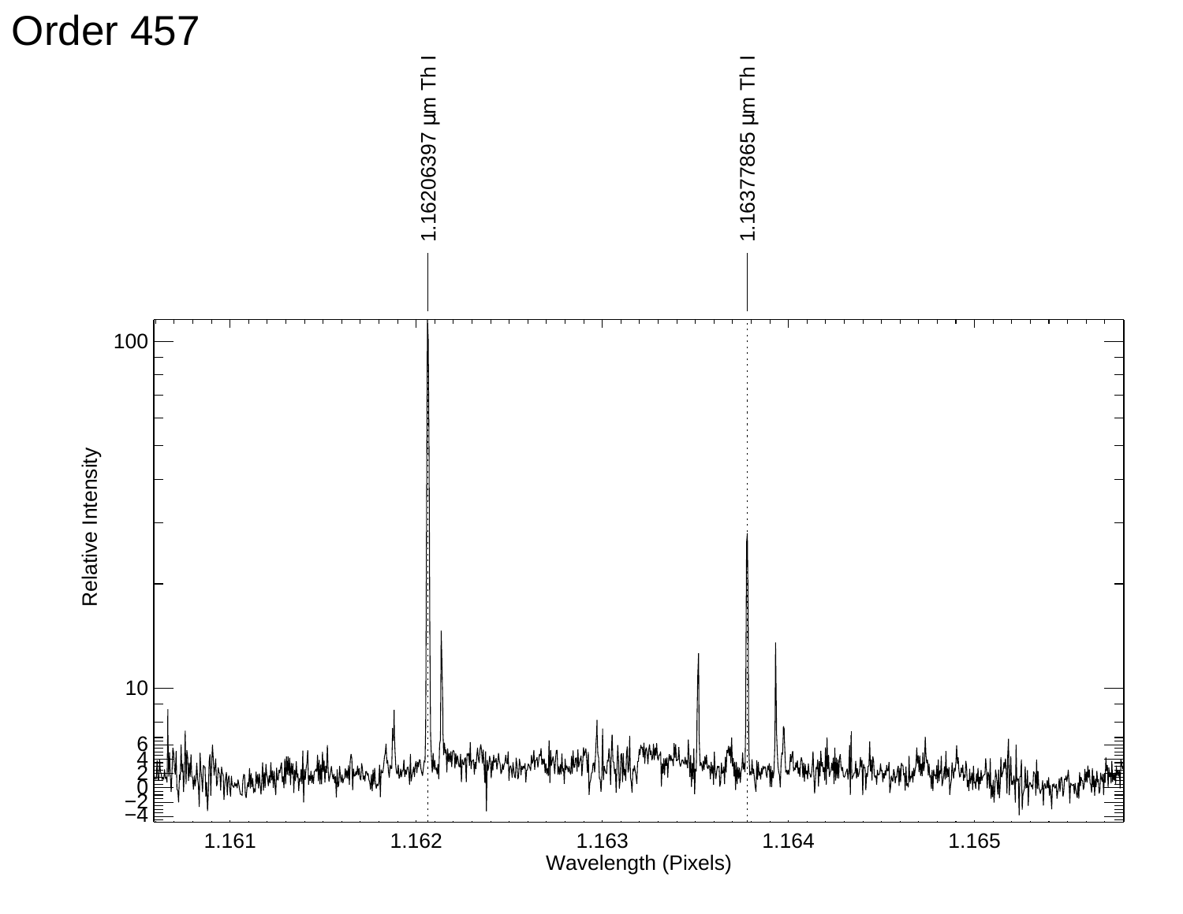# Order 457

1.16206397 μm Th I

1.16377865 μm Th I

Relative Intensity

Wavelength (Pixels)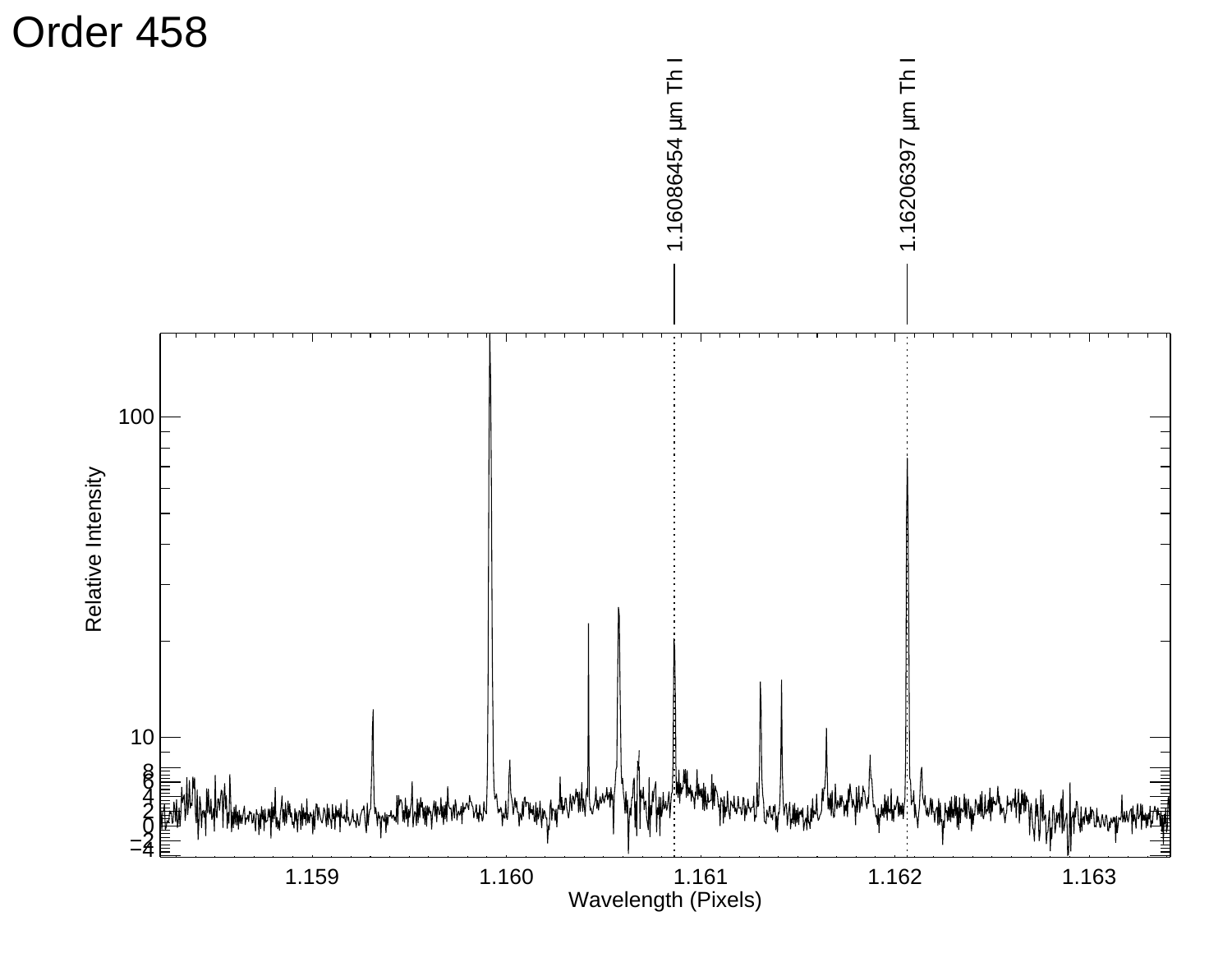# Order 458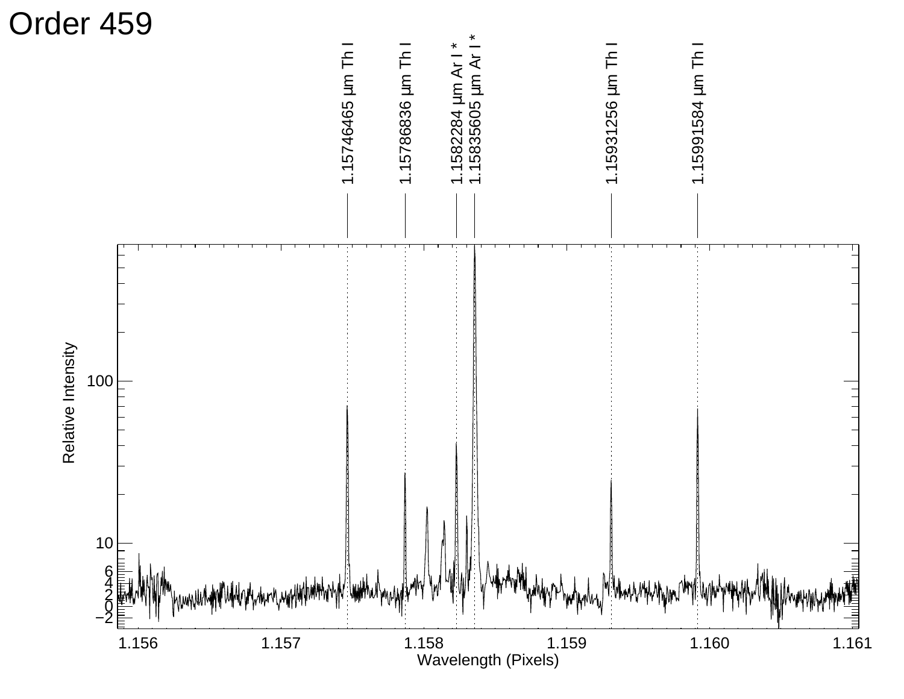# Order 459

1.15746465 μm Th I

1.15786836 μm Th I

1.1582284 μm Ar I *

1.15835605 μm Ar I *

1.15931256 μm Th I

1.15991584 μm Th I

Relative Intensity

Wavelength (Pixels)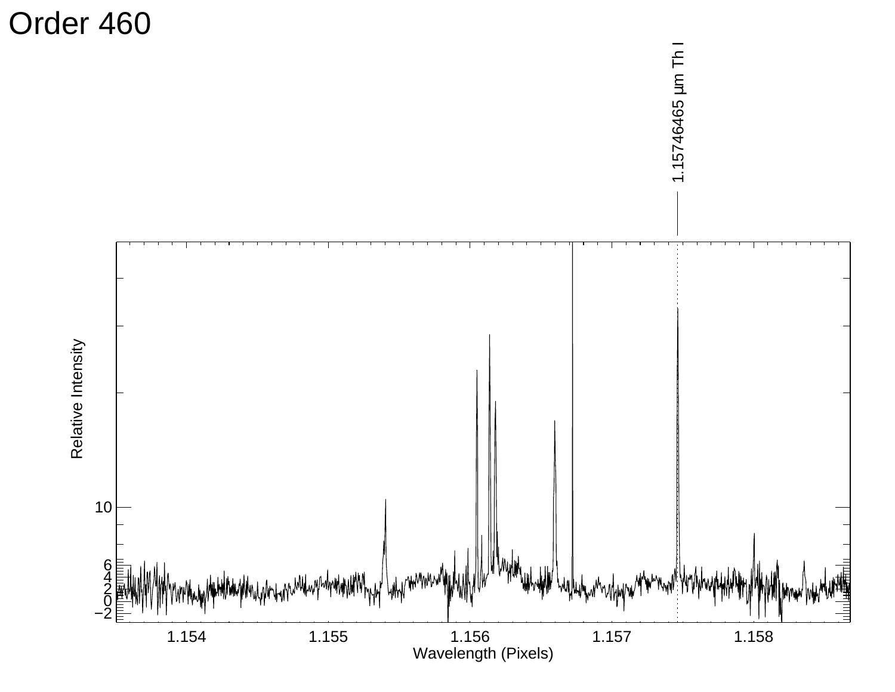# Order 460

1.15746465 μm Th I

Relative Intensity

Wavelength (Pixels)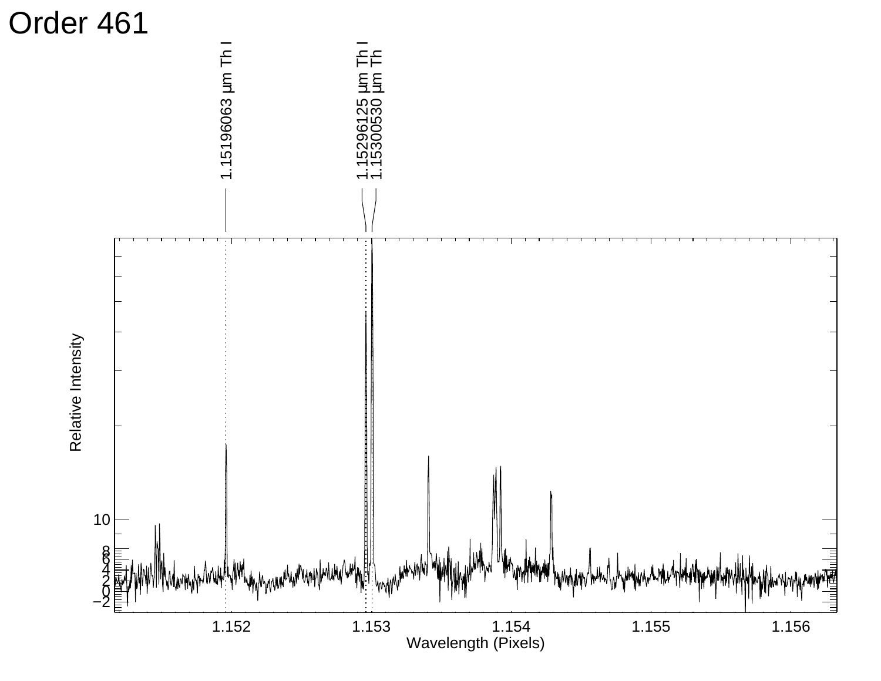# Order 461

1.15196063 μm Th I

1.15296125 μm Th I

1.15300530 μm Th

Relative Intensity

Wavelength (Pixels)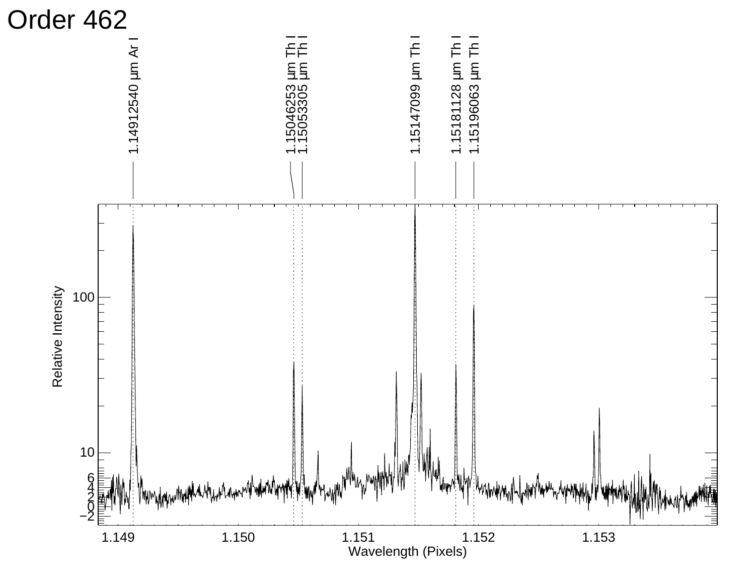# Order 462

1.14912540 μm Ar I

1.15046253 μm Th I

1.15053305 μm Th I

1.15147099 μm Th I

1.15181128 μm Th I

1.15196063 μm Th I

Relative Intensity

Wavelength (Pixels)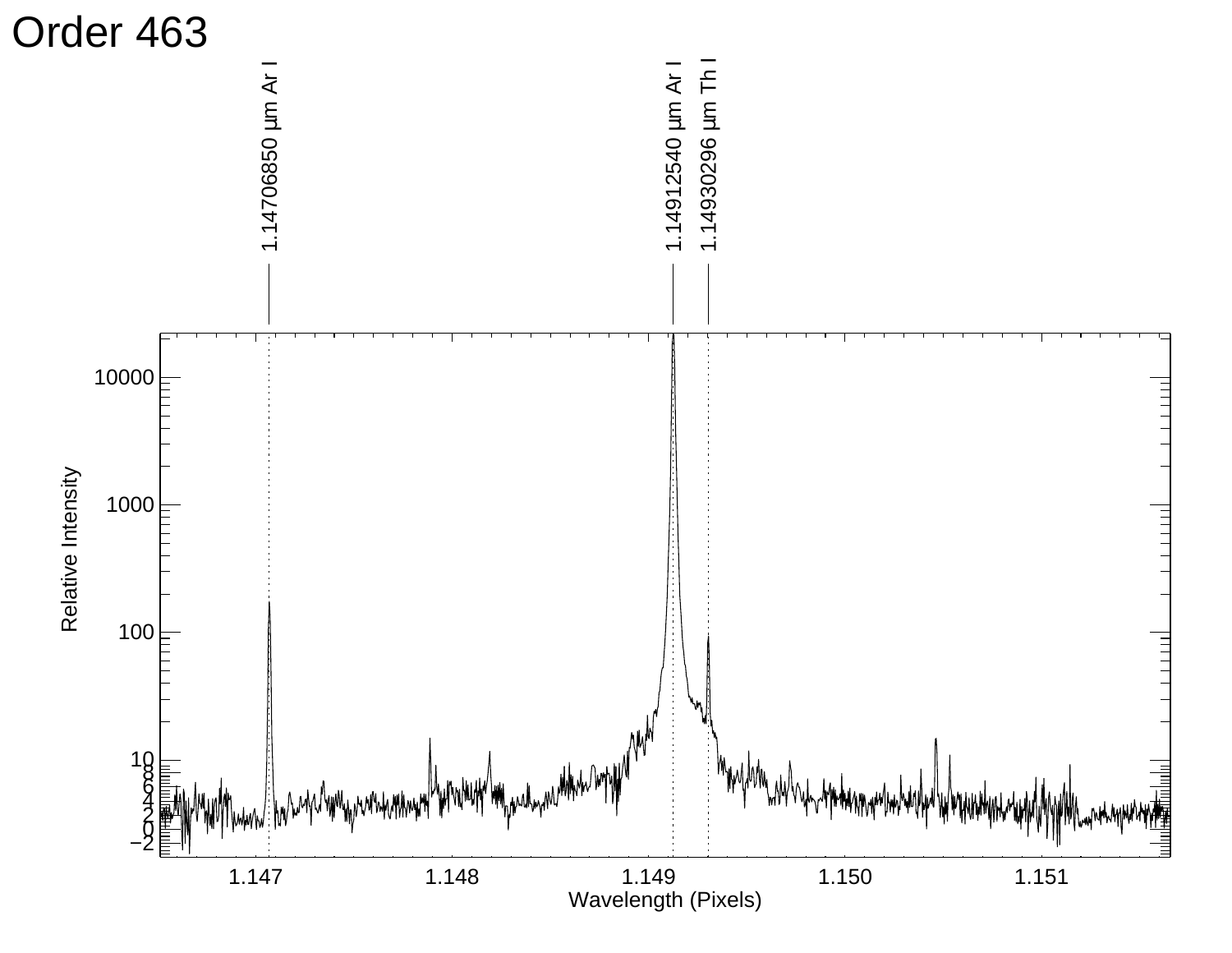# Order 463

1.14706850 μm Ar I

1.14912540 μm Ar I

1.14930296 μm Th I

Relative Intensity

Wavelength (Pixels)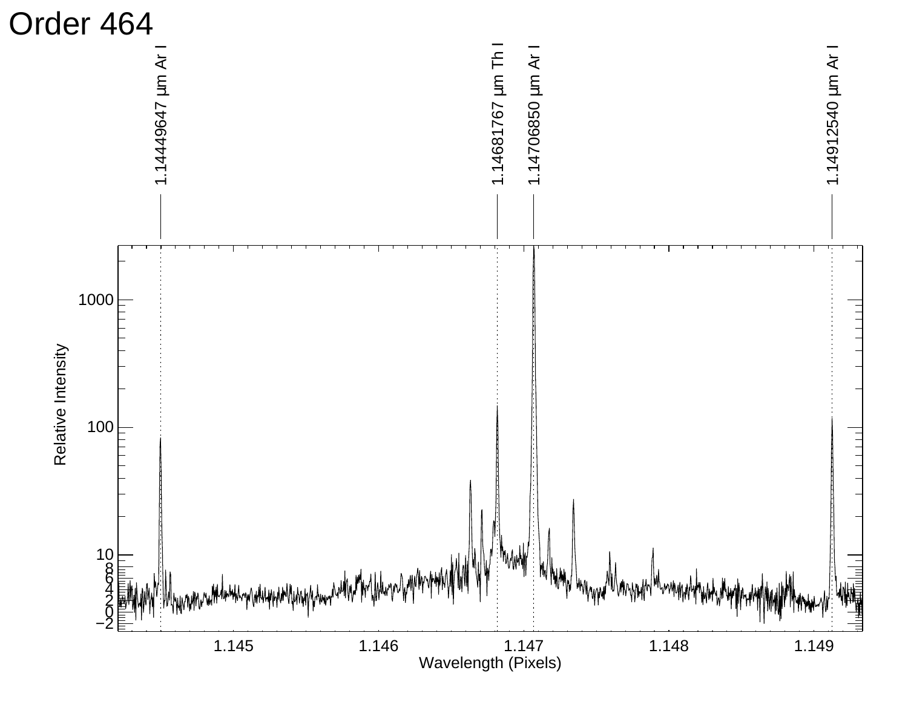# Order 464

1.14449647 μm Ar I

1.14681767 μm Th I

1.14706850 μm Ar I

1.14912540 μm Ar I

Relative Intensity

Wavelength (Pixels)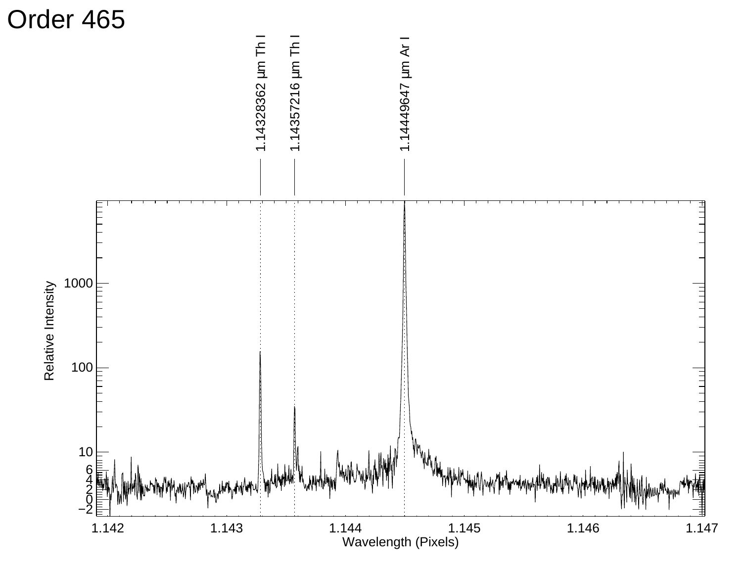# Order 465

1.14328362 µm Th I

1.14357216 µm Th I

1.14449647 µm Ar I

Relative Intensity

Wavelength (Pixels)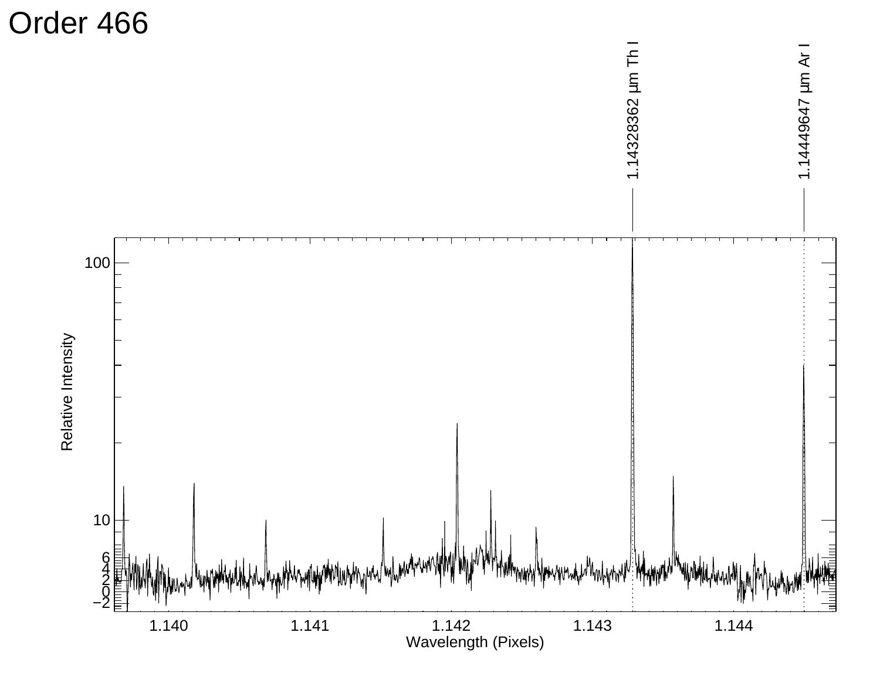# Order 466

1.14328362 μm Th I

1.14449647 μm Ar I

Relative Intensity

Wavelength (Pixels)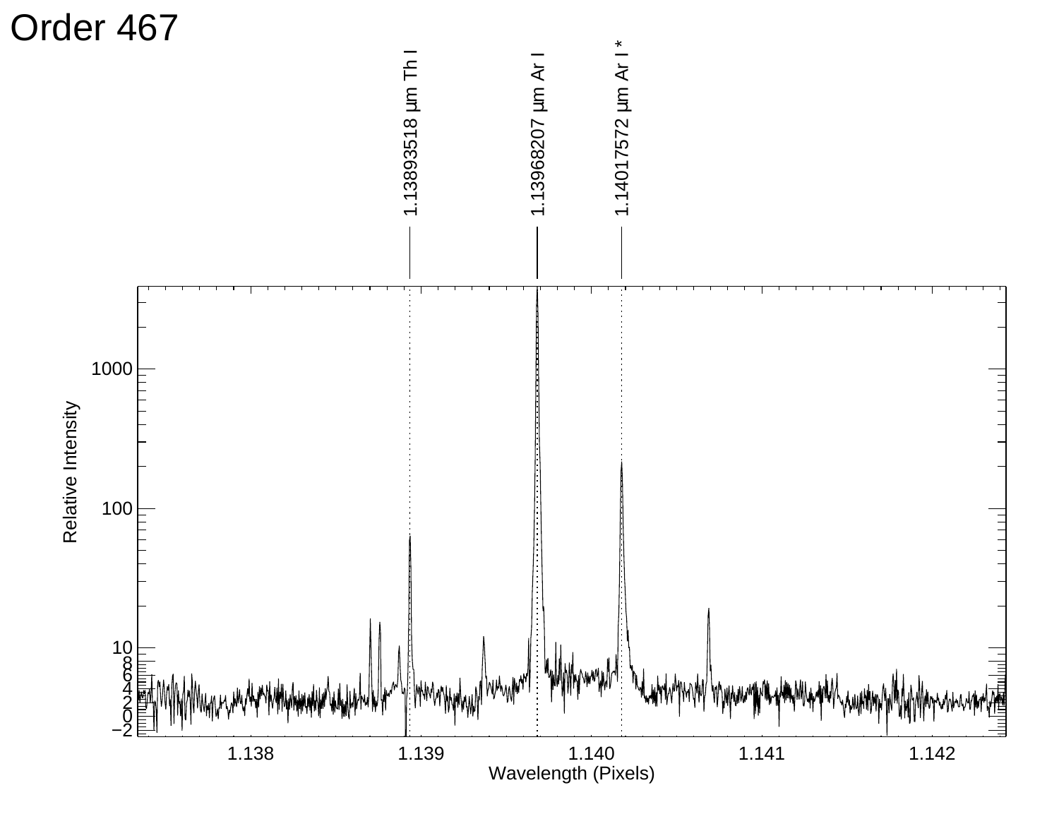# Order 467

1.13893518 μm Th I

1.13968207 μm Ar I

1.14017572 μm Ar I *

Relative Intensity

Wavelength (Pixels)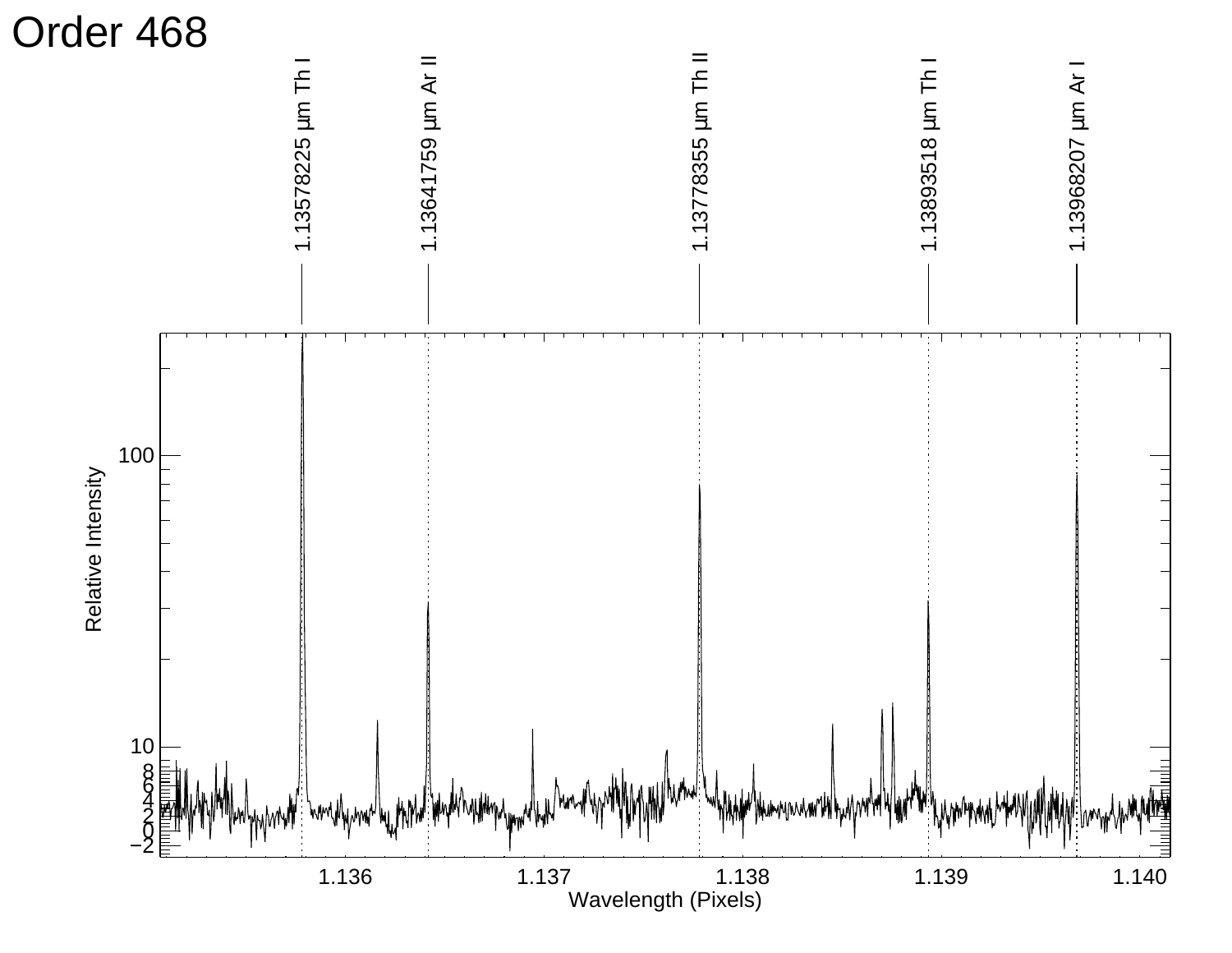# Order 468

| Wavelength | Ion |
|---|---|
| 1.13578225 μm | Th I |
| 1.13641759 μm | Ar II |
| 1.13778355 μm | Th II |
| 1.13893518 μm | Th I |
| 1.13968207 μm | Ar I |

Relative Intensity

Wavelength (Pixels)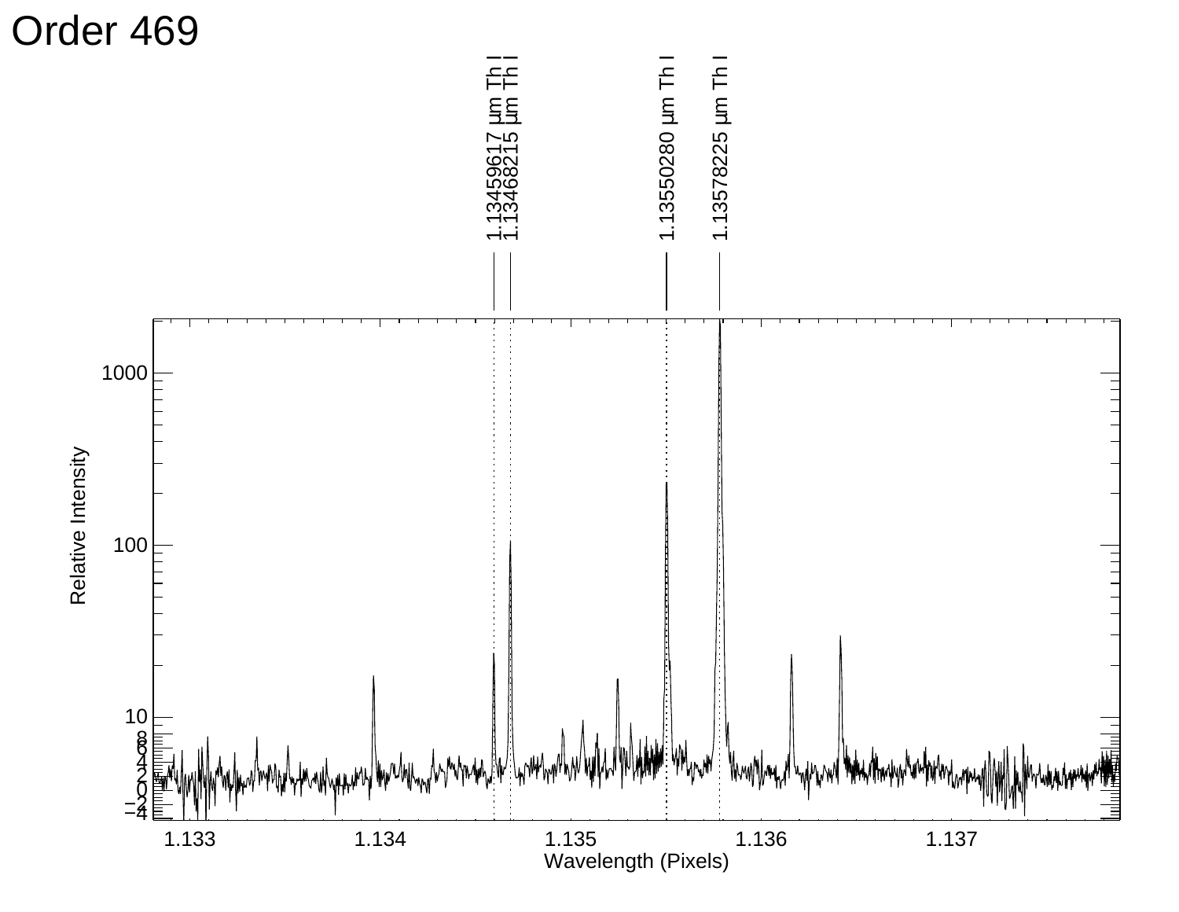# Order 469

1.13459617 μm Th I
1.13468215 μm Th I
1.13550280 μm Th I
1.13578225 μm Th I

Relative Intensity

Wavelength (Pixels)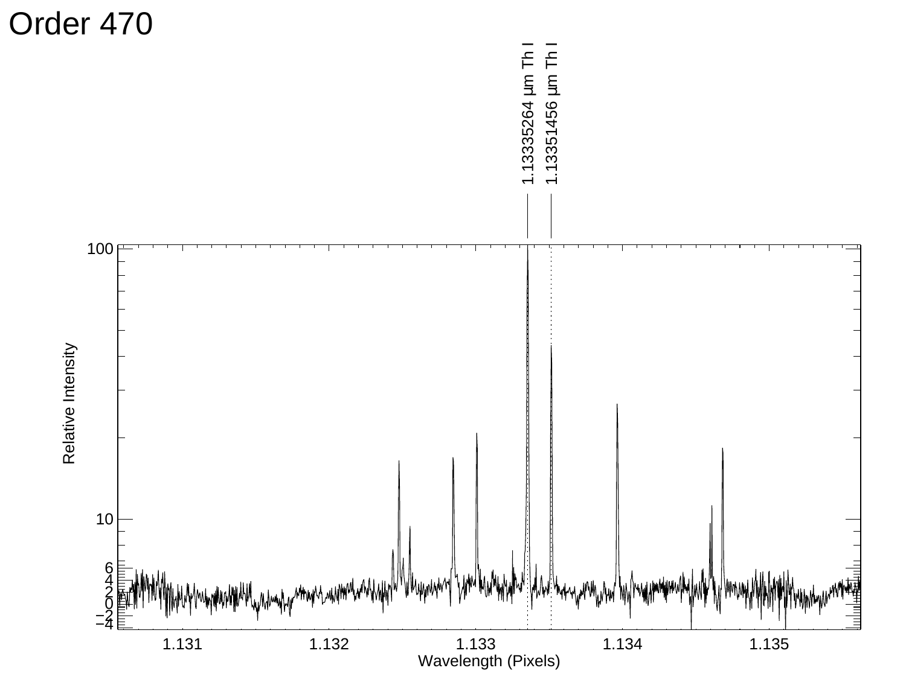# Order 470

1.13335264 μm Th I

1.13351456 μm Th I

Relative Intensity

Wavelength (Pixels)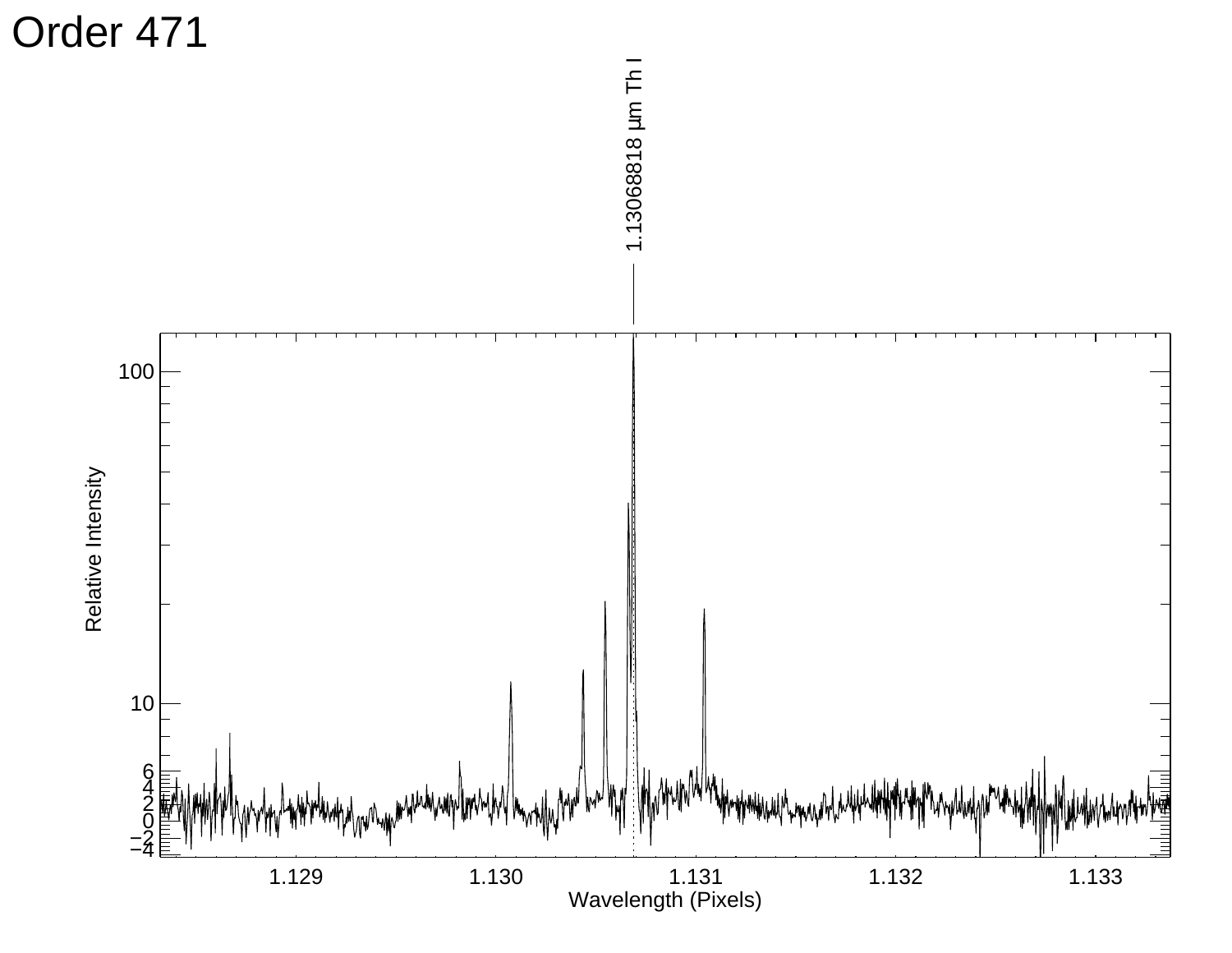# Order 471

1.13068818 μm Th I

Relative Intensity

Wavelength (Pixels)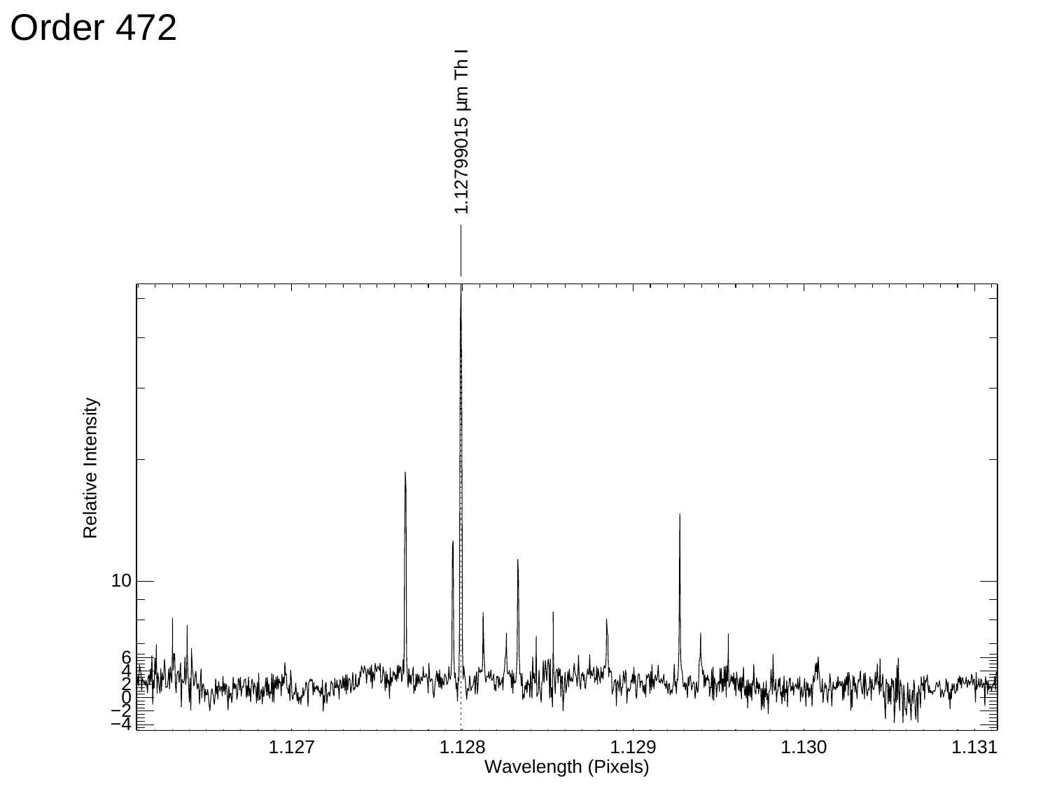# Order 472

1.12799015 μm Th I

Relative Intensity

Wavelength (Pixels)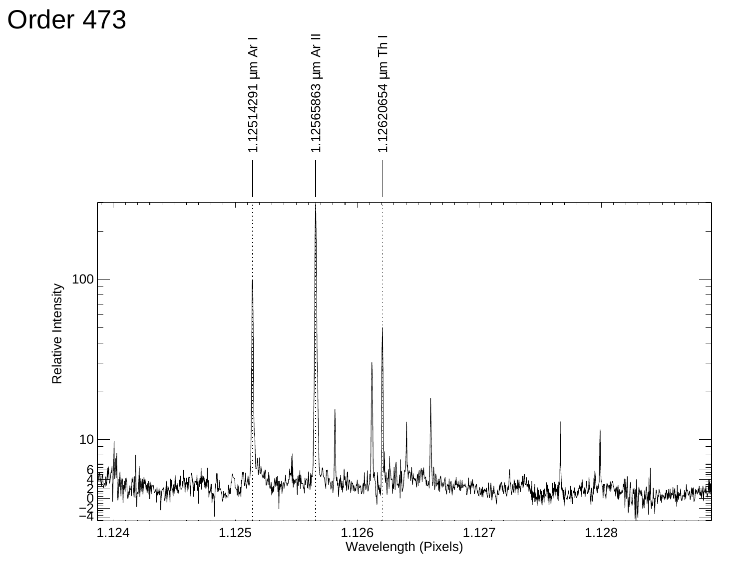# Order 473

1.12514291 µm Ar I

1.12565863 µm Ar II

1.12620654 µm Th I

Relative Intensity

Wavelength (Pixels)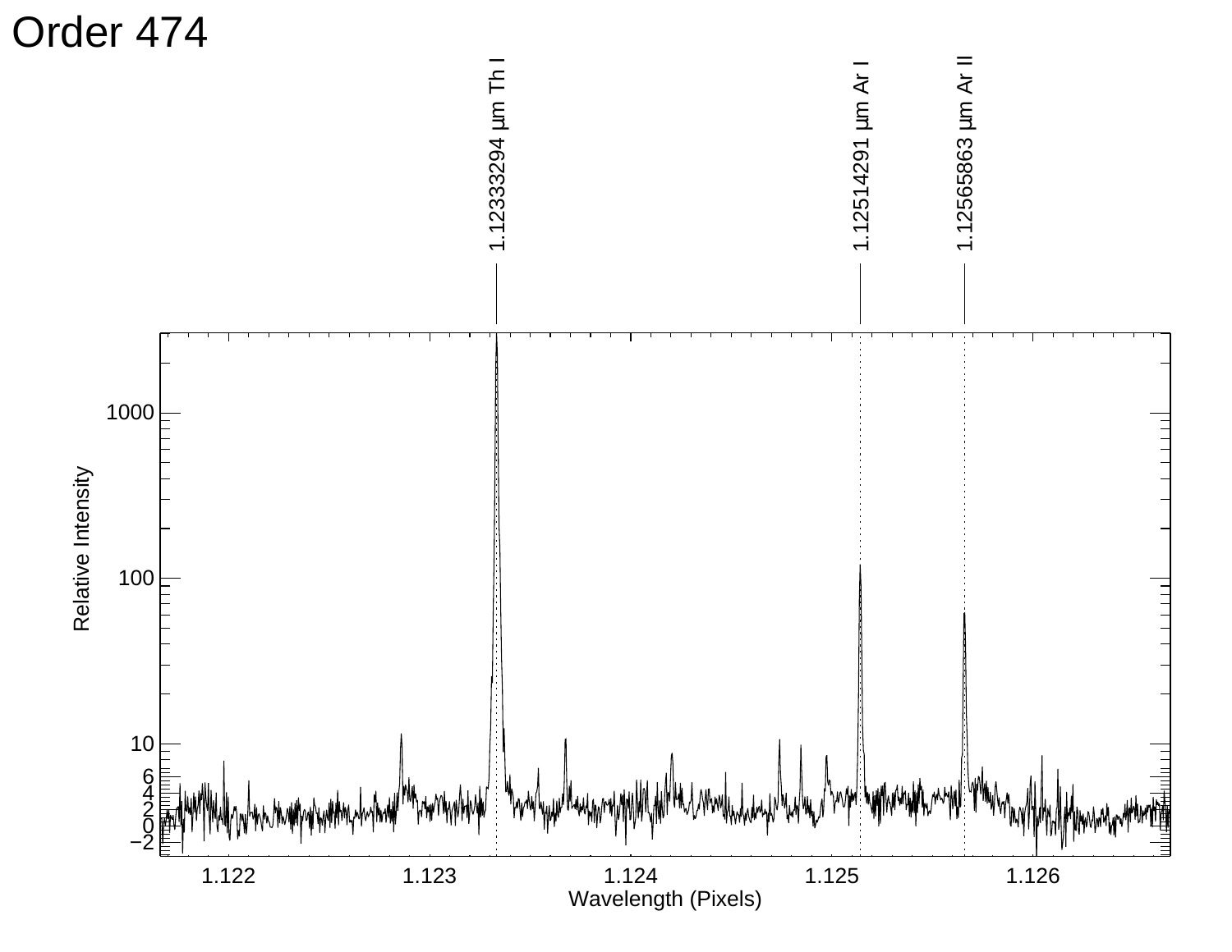# Order 474

1.12333294 µm Th I

1.12514291 µm Ar I

1.12565863 µm Ar II

Relative Intensity

Wavelength (Pixels)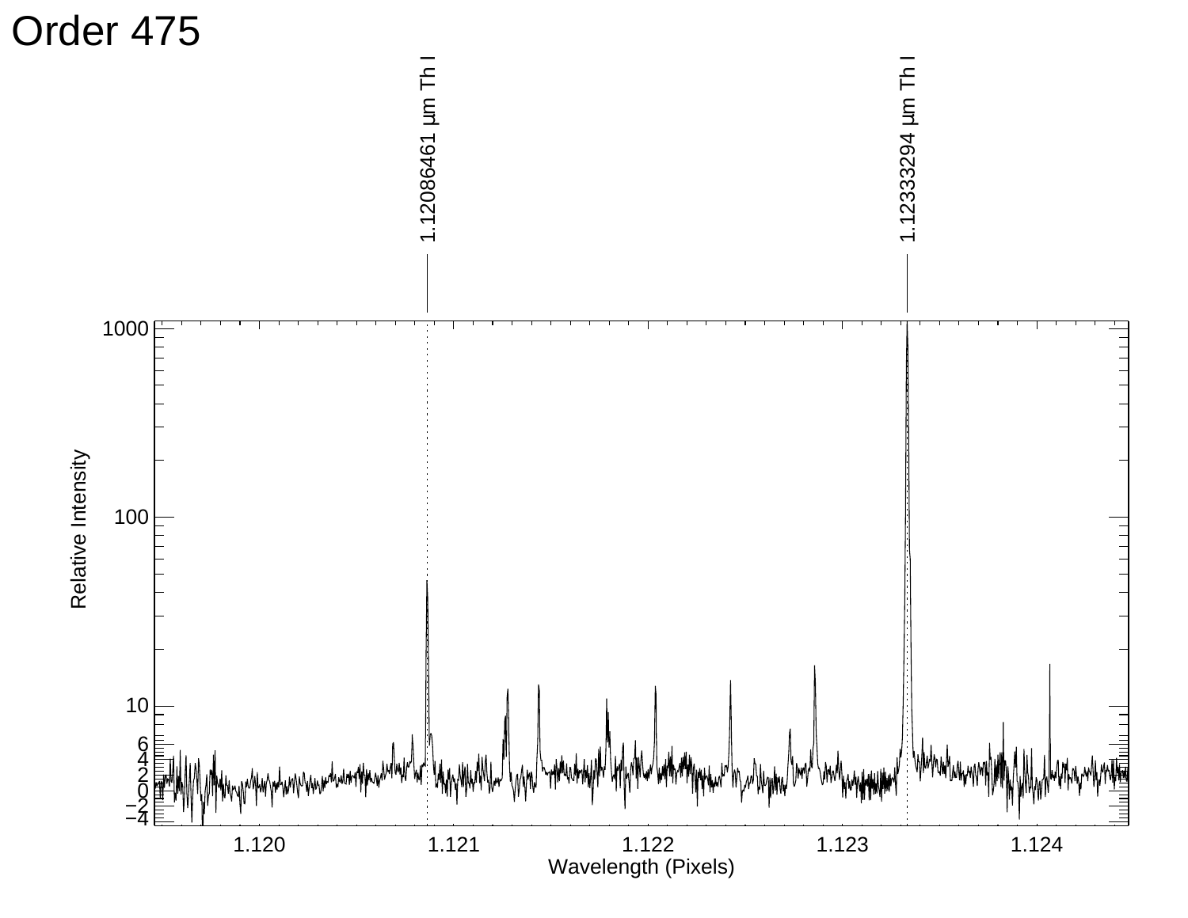# Order 475

1.12086461 μm Th I

1.12333294 μm Th I

Relative Intensity

Wavelength (Pixels)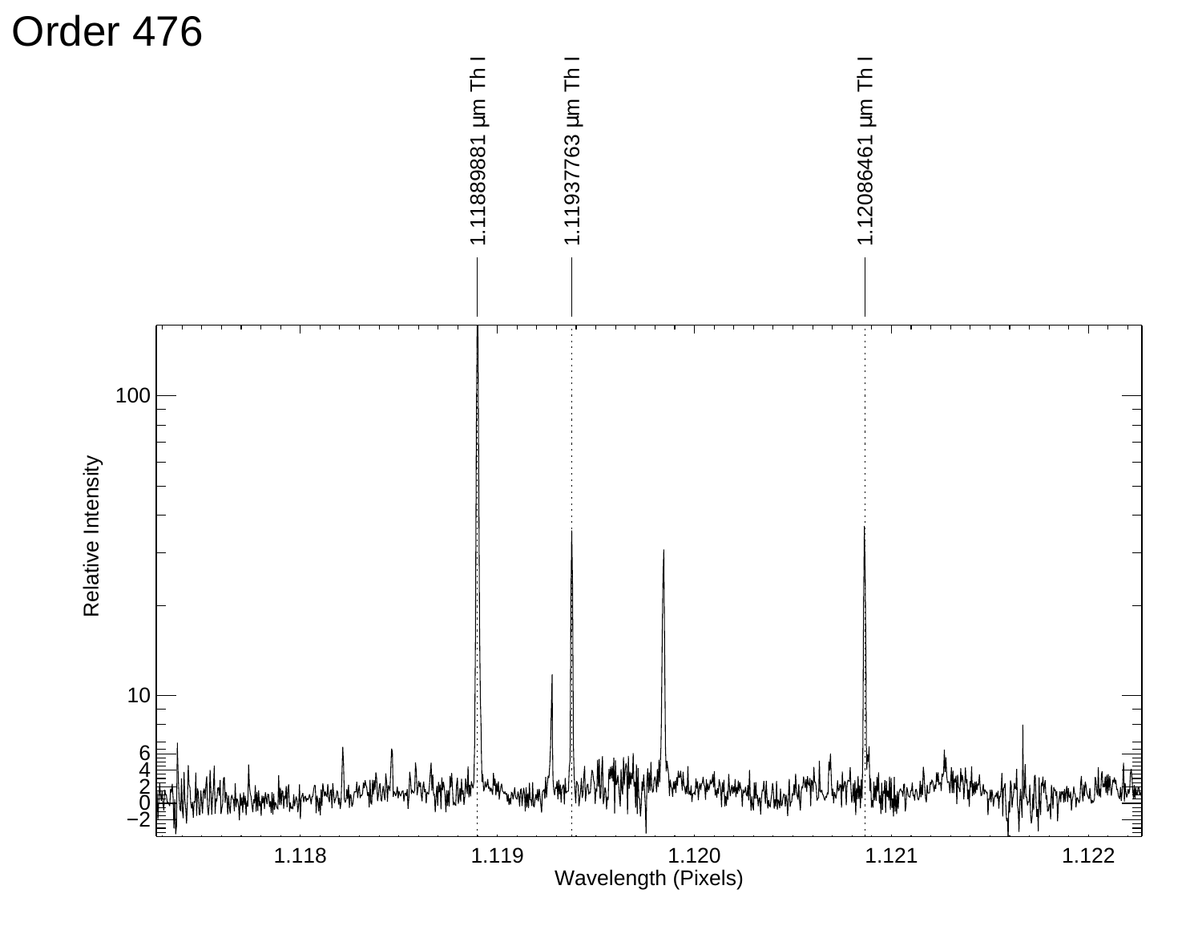# Order 476

1.11889881 μm Th I

1.11937763 μm Th I

1.12086461 μm Th I

Relative Intensity

Wavelength (Pixels)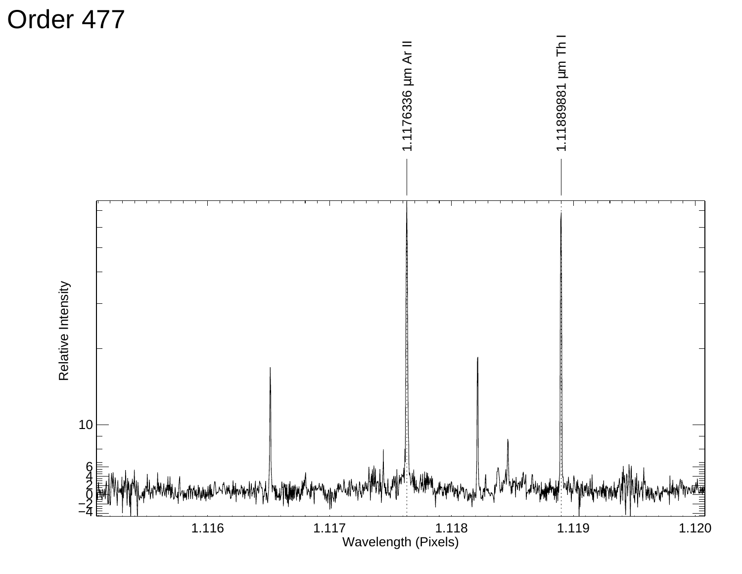# Order 477

1.1176336 µm Ar II

1.11889881 µm Th I

Relative Intensity

10

6

4

2

0

−2

−4

1.116

1.117

1.118

1.119

1.120

Wavelength (Pixels)